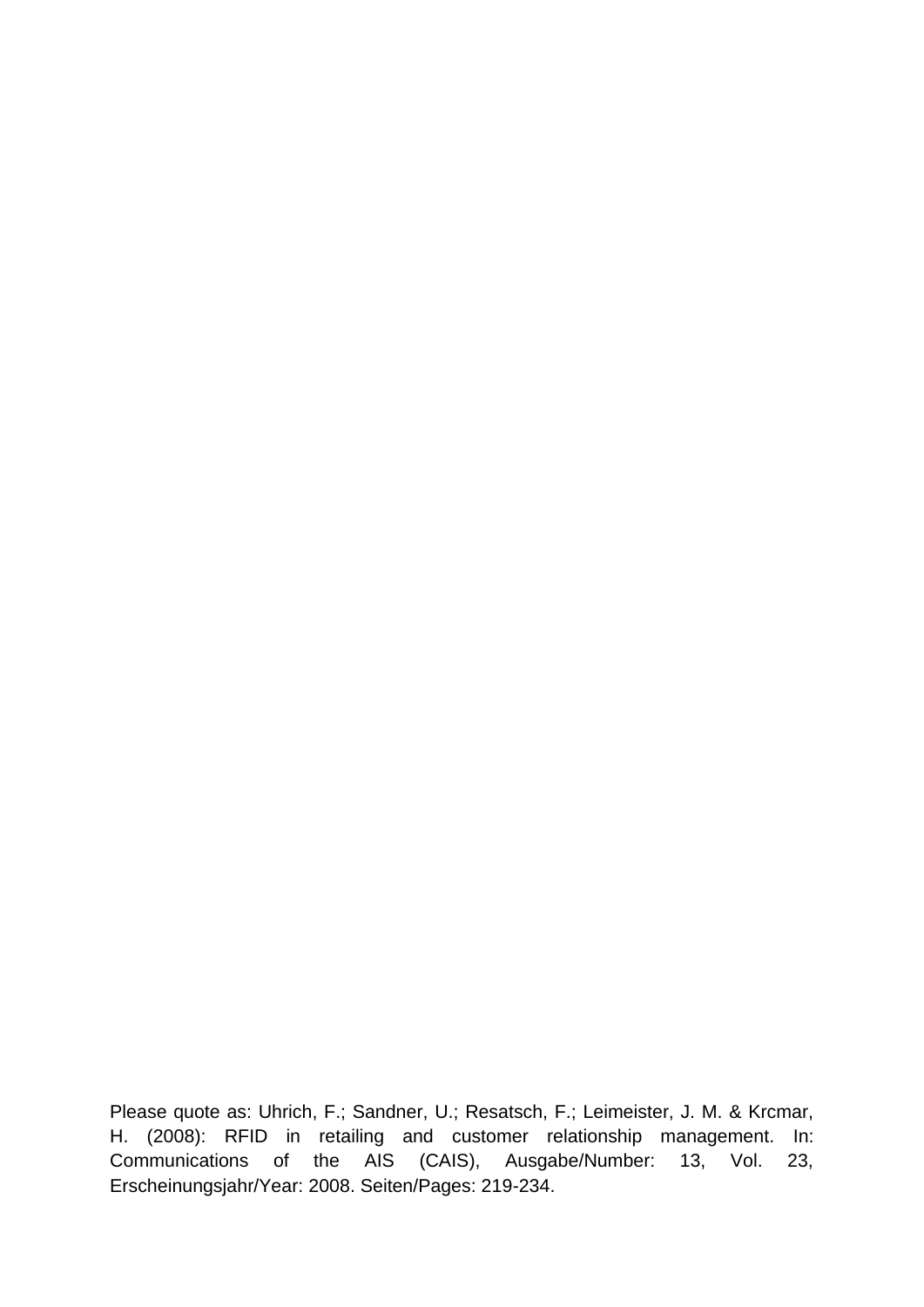Please quote as: Uhrich, F.; Sandner, U.; Resatsch, F.; Leimeister, J. M. & Krcmar, H. (2008): RFID in retailing and customer relationship management. In: Communications of the AIS (CAIS), Ausgabe/Number: 13, Vol. 23, Erscheinungsjahr/Year: 2008. Seiten/Pages: 219-234.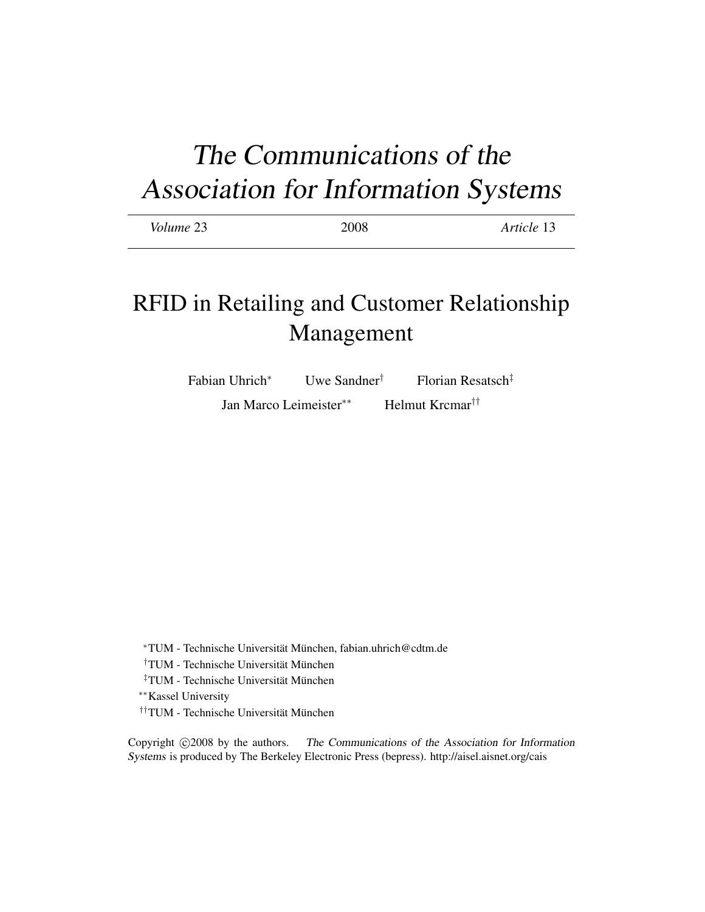# *The Communications of the Association for Information Systems*

*Volume* 23 2008 *Article* 13

# RFID in Retailing and Customer Relationship Management

Fabian Uhrich[*] Uwe Sandner[†] Florian Resatsch[‡]

Jan Marco Leimeister[**] Helmut Krcmar[††]

[*]TUM - Technische Universität München, fabian.uhrich@cdtm.de

[†]TUM - Technische Universität München

[‡]TUM - Technische Universität München

[**]Kassel University

[††]TUM - Technische Universität München

Copyright ©2008 by the authors. *The Communications of the Association for Information Systems* is produced by The Berkeley Electronic Press (bepress). http://aisel.aisnet.org/cais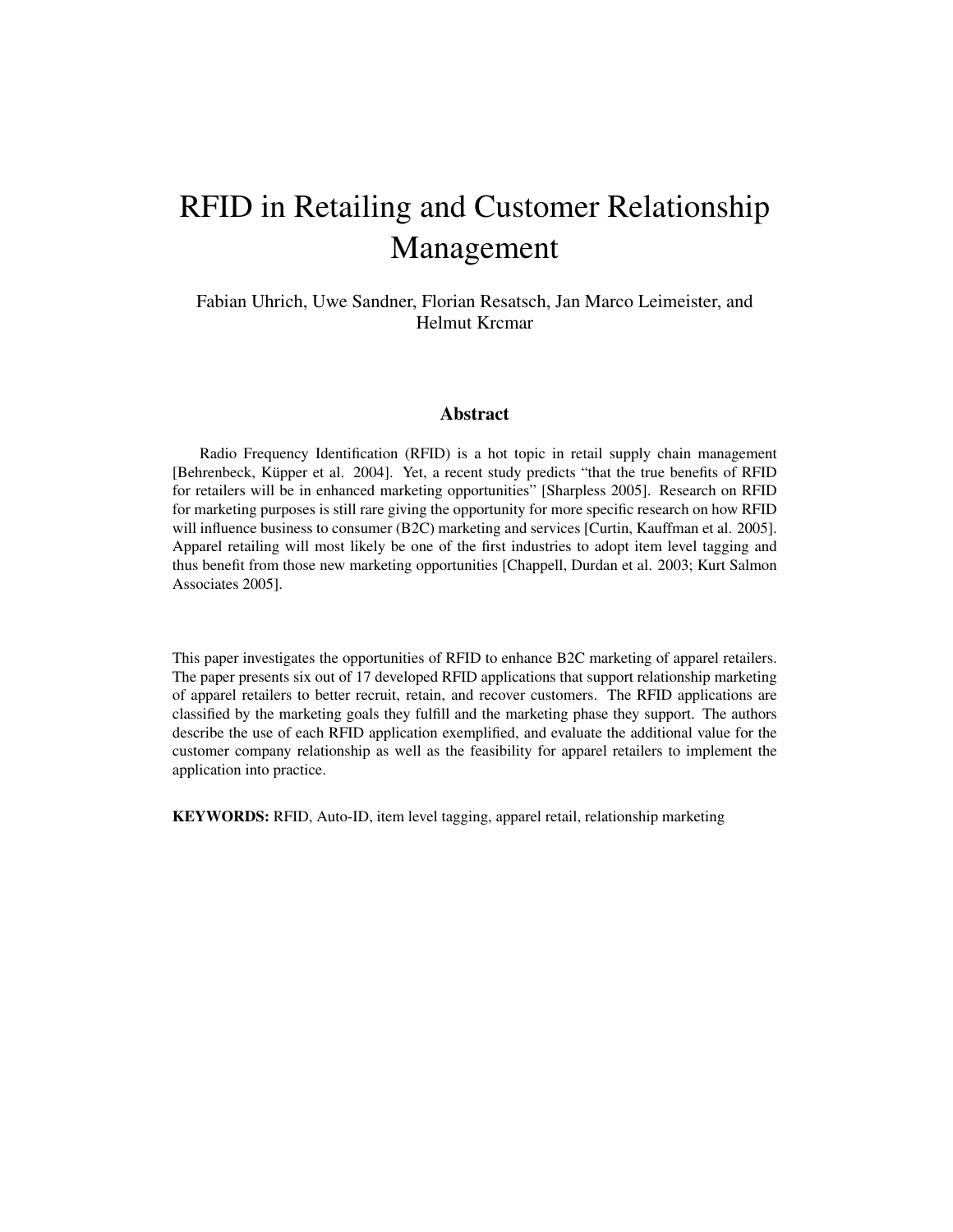# RFID in Retailing and Customer Relationship Management

Fabian Uhrich, Uwe Sandner, Florian Resatsch, Jan Marco Leimeister, and Helmut Krcmar

## Abstract

Radio Frequency Identification (RFID) is a hot topic in retail supply chain management [Behrenbeck, Küpper et al. 2004]. Yet, a recent study predicts "that the true benefits of RFID for retailers will be in enhanced marketing opportunities" [Sharpless 2005]. Research on RFID for marketing purposes is still rare giving the opportunity for more specific research on how RFID will influence business to consumer (B2C) marketing and services [Curtin, Kauffman et al. 2005]. Apparel retailing will most likely be one of the first industries to adopt item level tagging and thus benefit from those new marketing opportunities [Chappell, Durdan et al. 2003; Kurt Salmon Associates 2005].

This paper investigates the opportunities of RFID to enhance B2C marketing of apparel retailers. The paper presents six out of 17 developed RFID applications that support relationship marketing of apparel retailers to better recruit, retain, and recover customers. The RFID applications are classified by the marketing goals they fulfill and the marketing phase they support. The authors describe the use of each RFID application exemplified, and evaluate the additional value for the customer company relationship as well as the feasibility for apparel retailers to implement the application into practice.

**KEYWORDS:** RFID, Auto-ID, item level tagging, apparel retail, relationship marketing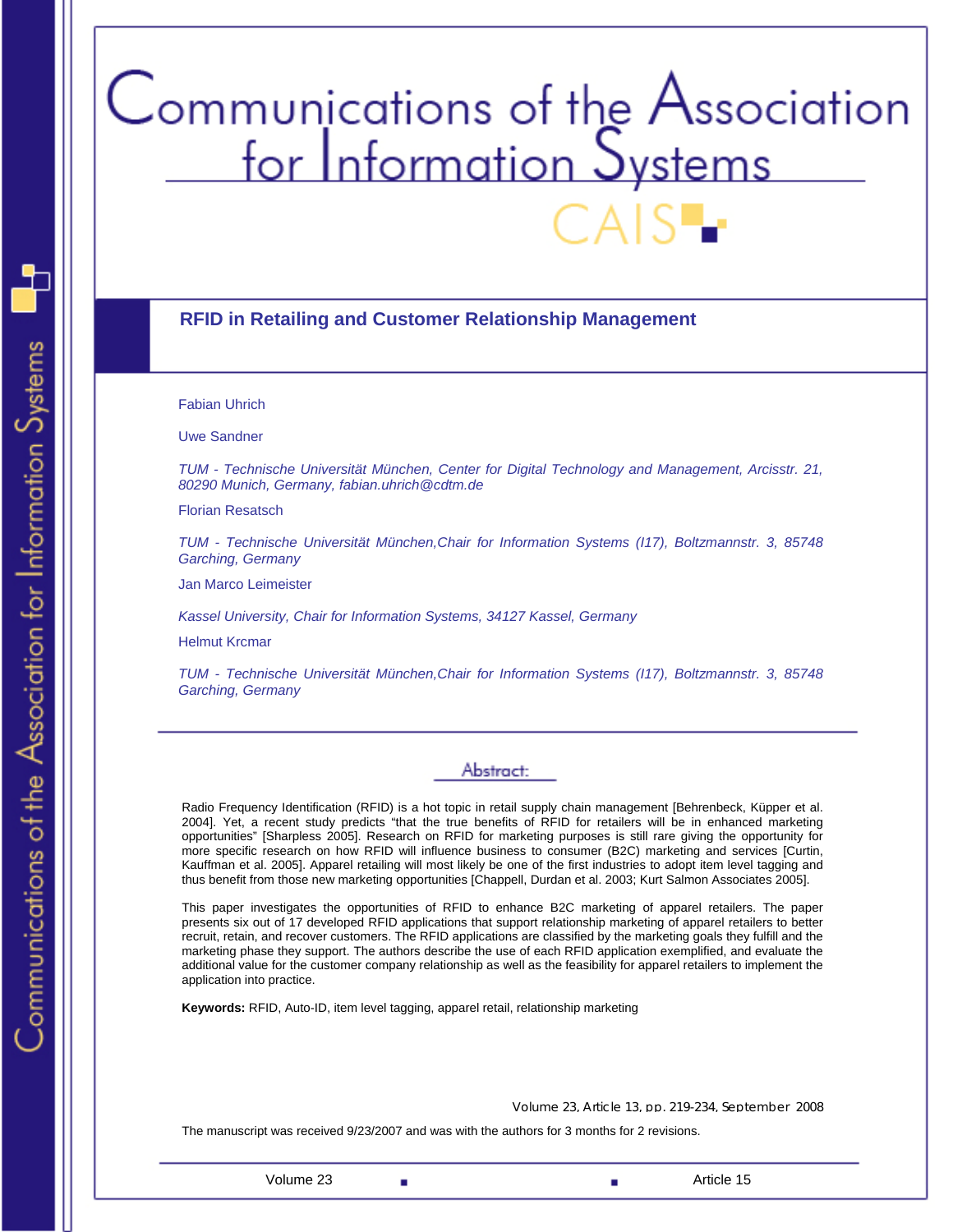# RFID in Retailing and Customer Relationship Management

Fabian Uhrich

Uwe Sandner

*TUM - Technische Universität München, Center for Digital Technology and Management, Arcisstr. 21, 80290 Munich, Germany, fabian.uhrich@cdtm.de*

Florian Resatsch

*TUM - Technische Universität München,Chair for Information Systems (I17), Boltzmannstr. 3, 85748 Garching, Germany*

Jan Marco Leimeister

*Kassel University, Chair for Information Systems, 34127 Kassel, Germany*

Helmut Krcmar

*TUM - Technische Universität München,Chair for Information Systems (I17), Boltzmannstr. 3, 85748 Garching, Germany*

## Abstract:

Radio Frequency Identification (RFID) is a hot topic in retail supply chain management [Behrenbeck, Küpper et al. 2004]. Yet, a recent study predicts "that the true benefits of RFID for retailers will be in enhanced marketing opportunities" [Sharpless 2005]. Research on RFID for marketing purposes is still rare giving the opportunity for more specific research on how RFID will influence business to consumer (B2C) marketing and services [Curtin, Kauffman et al. 2005]. Apparel retailing will most likely be one of the first industries to adopt item level tagging and thus benefit from those new marketing opportunities [Chappell, Durdan et al. 2003; Kurt Salmon Associates 2005].

This paper investigates the opportunities of RFID to enhance B2C marketing of apparel retailers. The paper presents six out of 17 developed RFID applications that support relationship marketing of apparel retailers to better recruit, retain, and recover customers. The RFID applications are classified by the marketing goals they fulfill and the marketing phase they support. The authors describe the use of each RFID application exemplified, and evaluate the additional value for the customer company relationship as well as the feasibility for apparel retailers to implement the application into practice.

**Keywords:** RFID, Auto-ID, item level tagging, apparel retail, relationship marketing

Volume 23, Article 13, pp. 219-234, September 2008

The manuscript was received 9/23/2007 and was with the authors for 3 months for 2 revisions.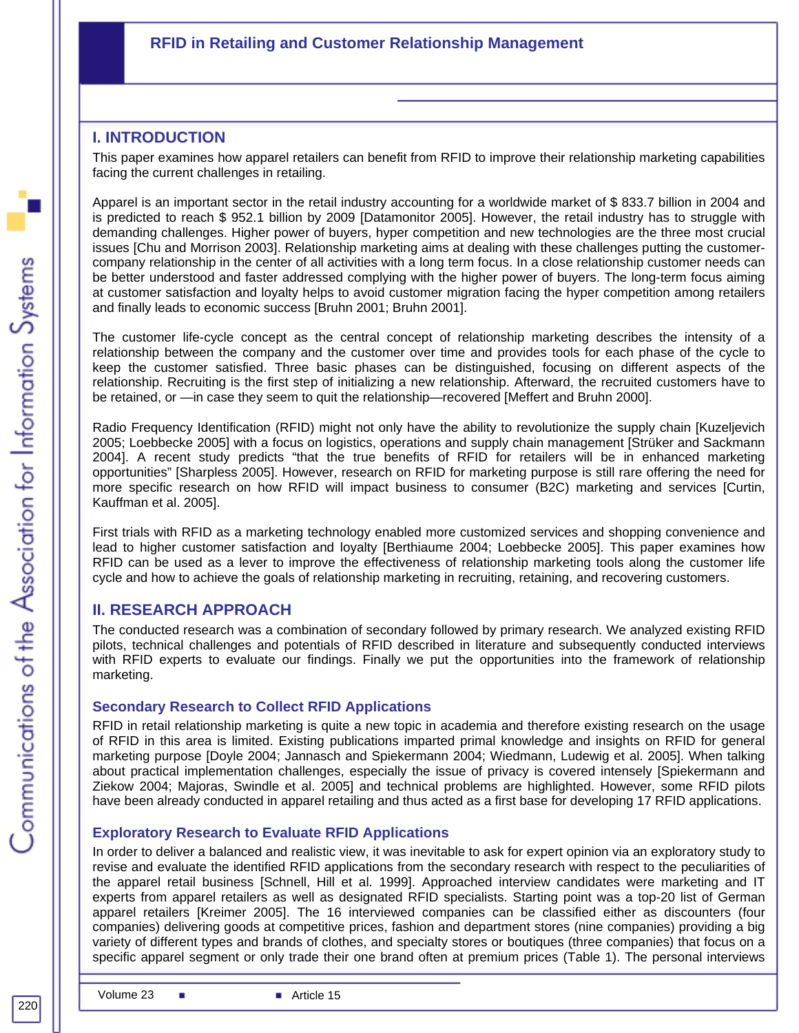## I. INTRODUCTION

This paper examines how apparel retailers can benefit from RFID to improve their relationship marketing capabilities facing the current challenges in retailing.

Apparel is an important sector in the retail industry accounting for a worldwide market of $ 833.7 billion in 2004 and is predicted to reach $ 952.1 billion by 2009 [Datamonitor 2005]. However, the retail industry has to struggle with demanding challenges. Higher power of buyers, hyper competition and new technologies are the three most crucial issues [Chu and Morrison 2003]. Relationship marketing aims at dealing with these challenges putting the customer-company relationship in the center of all activities with a long term focus. In a close relationship customer needs can be better understood and faster addressed complying with the higher power of buyers. The long-term focus aiming at customer satisfaction and loyalty helps to avoid customer migration facing the hyper competition among retailers and finally leads to economic success [Bruhn 2001; Bruhn 2001].

The customer life-cycle concept as the central concept of relationship marketing describes the intensity of a relationship between the company and the customer over time and provides tools for each phase of the cycle to keep the customer satisfied. Three basic phases can be distinguished, focusing on different aspects of the relationship. Recruiting is the first step of initializing a new relationship. Afterward, the recruited customers have to be retained, or —in case they seem to quit the relationship—recovered [Meffert and Bruhn 2000].

Radio Frequency Identification (RFID) might not only have the ability to revolutionize the supply chain [Kuzeljevich 2005; Loebbecke 2005] with a focus on logistics, operations and supply chain management [Strüker and Sackmann 2004]. A recent study predicts "that the true benefits of RFID for retailers will be in enhanced marketing opportunities" [Sharpless 2005]. However, research on RFID for marketing purpose is still rare offering the need for more specific research on how RFID will impact business to consumer (B2C) marketing and services [Curtin, Kauffman et al. 2005].

First trials with RFID as a marketing technology enabled more customized services and shopping convenience and lead to higher customer satisfaction and loyalty [Berthiaume 2004; Loebbecke 2005]. This paper examines how RFID can be used as a lever to improve the effectiveness of relationship marketing tools along the customer life cycle and how to achieve the goals of relationship marketing in recruiting, retaining, and recovering customers.

## II. RESEARCH APPROACH

The conducted research was a combination of secondary followed by primary research. We analyzed existing RFID pilots, technical challenges and potentials of RFID described in literature and subsequently conducted interviews with RFID experts to evaluate our findings. Finally we put the opportunities into the framework of relationship marketing.

### Secondary Research to Collect RFID Applications

RFID in retail relationship marketing is quite a new topic in academia and therefore existing research on the usage of RFID in this area is limited. Existing publications imparted primal knowledge and insights on RFID for general marketing purpose [Doyle 2004; Jannasch and Spiekermann 2004; Wiedmann, Ludewig et al. 2005]. When talking about practical implementation challenges, especially the issue of privacy is covered intensely [Spiekermann and Ziekow 2004; Majoras, Swindle et al. 2005] and technical problems are highlighted. However, some RFID pilots have been already conducted in apparel retailing and thus acted as a first base for developing 17 RFID applications.

### Exploratory Research to Evaluate RFID Applications

In order to deliver a balanced and realistic view, it was inevitable to ask for expert opinion via an exploratory study to revise and evaluate the identified RFID applications from the secondary research with respect to the peculiarities of the apparel retail business [Schnell, Hill et al. 1999]. Approached interview candidates were marketing and IT experts from apparel retailers as well as designated RFID specialists. Starting point was a top-20 list of German apparel retailers [Kreimer 2005]. The 16 interviewed companies can be classified either as discounters (four companies) delivering goods at competitive prices, fashion and department stores (nine companies) providing a big variety of different types and brands of clothes, and specialty stores or boutiques (three companies) that focus on a specific apparel segment or only trade their one brand often at premium prices (Table 1). The personal interviews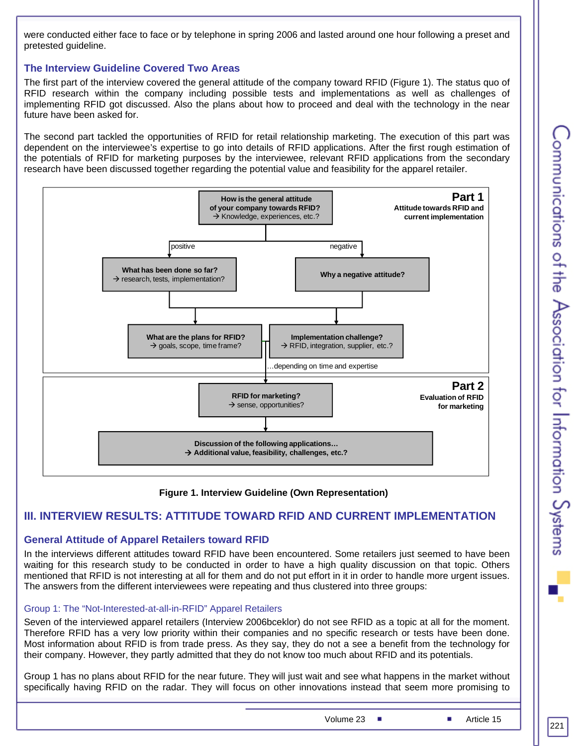were conducted either face to face or by telephone in spring 2006 and lasted around one hour following a preset and pretested guideline.

### The Interview Guideline Covered Two Areas

The first part of the interview covered the general attitude of the company toward RFID (Figure 1). The status quo of RFID research within the company including possible tests and implementations as well as challenges of implementing RFID got discussed. Also the plans about how to proceed and deal with the technology in the near future have been asked for.

The second part tackled the opportunities of RFID for retail relationship marketing. The execution of this part was dependent on the interviewee's expertise to go into details of RFID applications. After the first rough estimation of the potentials of RFID for marketing purposes by the interviewee, relevant RFID applications from the secondary research have been discussed together regarding the potential value and feasibility for the apparel retailer.

**Part 1**
**Attitude towards RFID and current implementation**

- **How is the general attitude of your company towards RFID?** → Knowledge, experiences, etc.?
  - positive → **What has been done so far?** → research, tests, implementation?
  - negative → **Why a negative attitude?**
- **What are the plans for RFID?** → goals, scope, time frame?
- **Implementation challenge?** → RFID, integration, supplier, etc.?

…depending on time and expertise

**Part 2**
**Evaluation of RFID for marketing**

- **RFID for marketing?** → sense, opportunities?
- **Discussion of the following applications…** → **Additional value, feasibility, challenges, etc.?**

**Figure 1. Interview Guideline (Own Representation)**

## III. INTERVIEW RESULTS: ATTITUDE TOWARD RFID AND CURRENT IMPLEMENTATION

### General Attitude of Apparel Retailers toward RFID

In the interviews different attitudes toward RFID have been encountered. Some retailers just seemed to have been waiting for this research study to be conducted in order to have a high quality discussion on that topic. Others mentioned that RFID is not interesting at all for them and do not put effort in it in order to handle more urgent issues. The answers from the different interviewees were repeating and thus clustered into three groups:

#### Group 1: The "Not-Interested-at-all-in-RFID" Apparel Retailers

Seven of the interviewed apparel retailers (Interview 2006bceklor) do not see RFID as a topic at all for the moment. Therefore RFID has a very low priority within their companies and no specific research or tests have been done. Most information about RFID is from trade press. As they say, they do not a see a benefit from the technology for their company. However, they partly admitted that they do not know too much about RFID and its potentials.

Group 1 has no plans about RFID for the near future. They will just wait and see what happens in the market without specifically having RFID on the radar. They will focus on other innovations instead that seem more promising to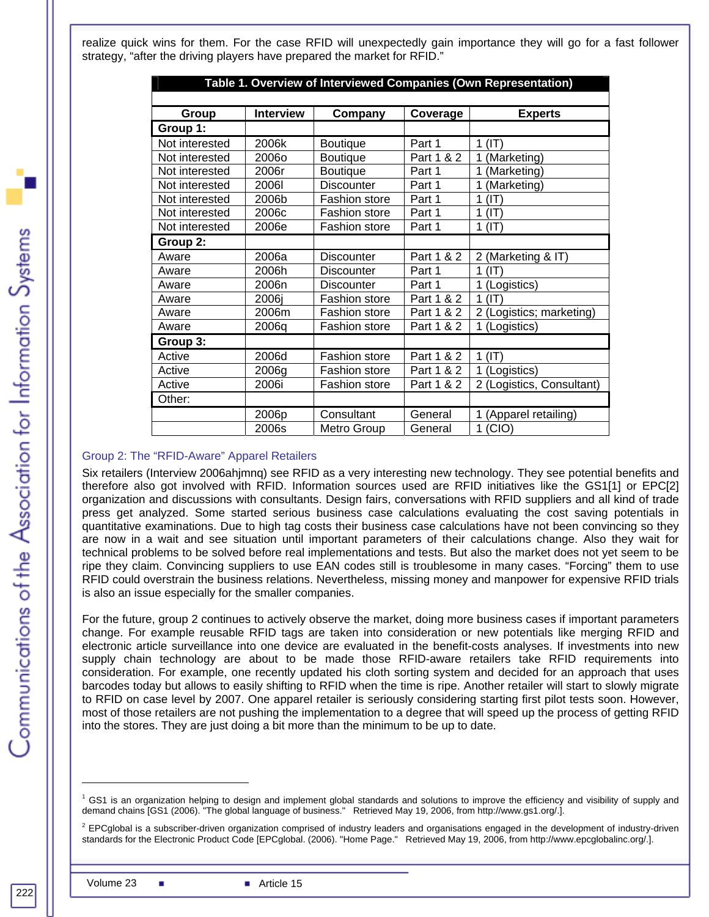realize quick wins for them. For the case RFID will unexpectedly gain importance they will go for a fast follower strategy, “after the driving players have prepared the market for RFID.”

**Table 1. Overview of Interviewed Companies (Own Representation)**

| Group | Interview | Company | Coverage | Experts |
|---|---|---|---|---|
| **Group 1:** | | | | |
| Not interested | 2006k | Boutique | Part 1 | 1 (IT) |
| Not interested | 2006o | Boutique | Part 1 & 2 | 1 (Marketing) |
| Not interested | 2006r | Boutique | Part 1 | 1 (Marketing) |
| Not interested | 2006l | Discounter | Part 1 | 1 (Marketing) |
| Not interested | 2006b | Fashion store | Part 1 | 1 (IT) |
| Not interested | 2006c | Fashion store | Part 1 | 1 (IT) |
| Not interested | 2006e | Fashion store | Part 1 | 1 (IT) |
| **Group 2:** | | | | |
| Aware | 2006a | Discounter | Part 1 & 2 | 2 (Marketing & IT) |
| Aware | 2006h | Discounter | Part 1 | 1 (IT) |
| Aware | 2006n | Discounter | Part 1 | 1 (Logistics) |
| Aware | 2006j | Fashion store | Part 1 & 2 | 1 (IT) |
| Aware | 2006m | Fashion store | Part 1 & 2 | 2 (Logistics; marketing) |
| Aware | 2006q | Fashion store | Part 1 & 2 | 1 (Logistics) |
| **Group 3:** | | | | |
| Active | 2006d | Fashion store | Part 1 & 2 | 1 (IT) |
| Active | 2006g | Fashion store | Part 1 & 2 | 1 (Logistics) |
| Active | 2006i | Fashion store | Part 1 & 2 | 2 (Logistics, Consultant) |
| Other: | | | | |
| | 2006p | Consultant | General | 1 (Apparel retailing) |
| | 2006s | Metro Group | General | 1 (CIO) |

### Group 2: The “RFID-Aware” Apparel Retailers

Six retailers (Interview 2006ahjmnq) see RFID as a very interesting new technology. They see potential benefits and therefore also got involved with RFID. Information sources used are RFID initiatives like the GS1[1] or EPC[2] organization and discussions with consultants. Design fairs, conversations with RFID suppliers and all kind of trade press get analyzed. Some started serious business case calculations evaluating the cost saving potentials in quantitative examinations. Due to high tag costs their business case calculations have not been convincing so they are now in a wait and see situation until important parameters of their calculations change. Also they wait for technical problems to be solved before real implementations and tests. But also the market does not yet seem to be ripe they claim. Convincing suppliers to use EAN codes still is troublesome in many cases. “Forcing” them to use RFID could overstrain the business relations. Nevertheless, missing money and manpower for expensive RFID trials is also an issue especially for the smaller companies.

For the future, group 2 continues to actively observe the market, doing more business cases if important parameters change. For example reusable RFID tags are taken into consideration or new potentials like merging RFID and electronic article surveillance into one device are evaluated in the benefit-costs analyses. If investments into new supply chain technology are about to be made those RFID-aware retailers take RFID requirements into consideration. For example, one recently updated his cloth sorting system and decided for an approach that uses barcodes today but allows to easily shifting to RFID when the time is ripe. Another retailer will start to slowly migrate to RFID on case level by 2007. One apparel retailer is seriously considering starting first pilot tests soon. However, most of those retailers are not pushing the implementation to a degree that will speed up the process of getting RFID into the stores. They are just doing a bit more than the minimum to be up to date.

---

[1] GS1 is an organization helping to design and implement global standards and solutions to improve the efficiency and visibility of supply and demand chains [GS1 (2006). "The global language of business." Retrieved May 19, 2006, from http://www.gs1.org/.].

[2] EPCglobal is a subscriber-driven organization comprised of industry leaders and organisations engaged in the development of industry-driven standards for the Electronic Product Code [EPCglobal. (2006). "Home Page." Retrieved May 19, 2006, from http://www.epcglobalinc.org/.].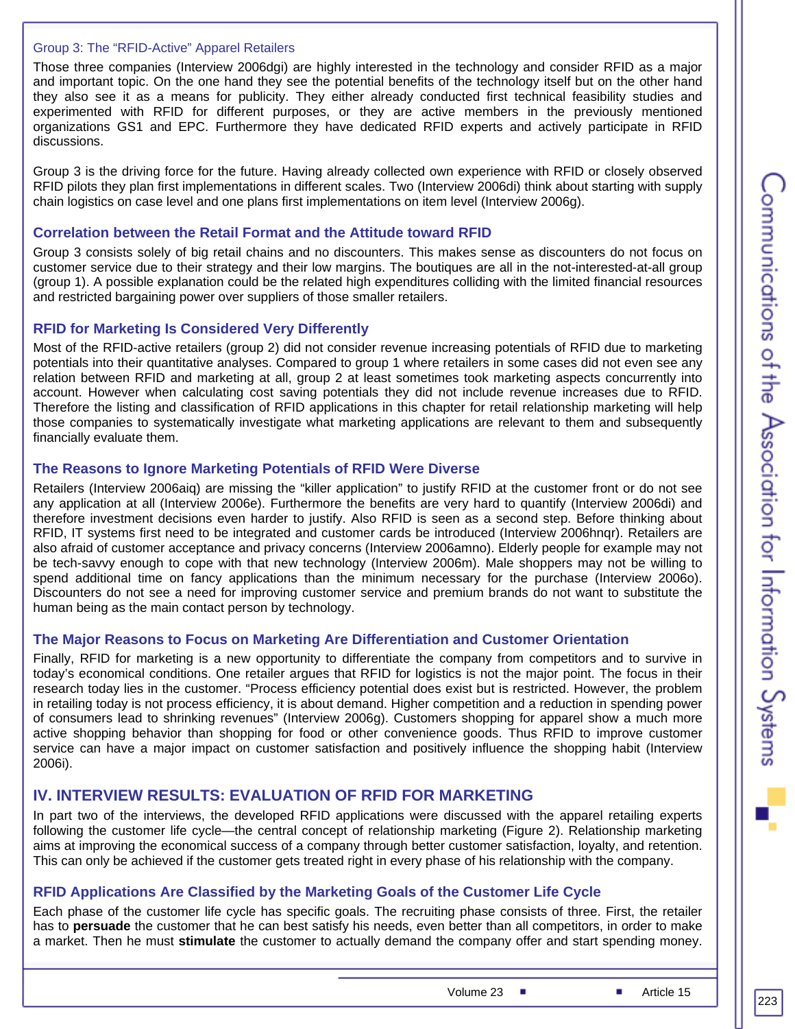### Group 3: The “RFID-Active” Apparel Retailers

Those three companies (Interview 2006dgi) are highly interested in the technology and consider RFID as a major and important topic. On the one hand they see the potential benefits of the technology itself but on the other hand they also see it as a means for publicity. They either already conducted first technical feasibility studies and experimented with RFID for different purposes, or they are active members in the previously mentioned organizations GS1 and EPC. Furthermore they have dedicated RFID experts and actively participate in RFID discussions.

Group 3 is the driving force for the future. Having already collected own experience with RFID or closely observed RFID pilots they plan first implementations in different scales. Two (Interview 2006di) think about starting with supply chain logistics on case level and one plans first implementations on item level (Interview 2006g).

### Correlation between the Retail Format and the Attitude toward RFID

Group 3 consists solely of big retail chains and no discounters. This makes sense as discounters do not focus on customer service due to their strategy and their low margins. The boutiques are all in the not-interested-at-all group (group 1). A possible explanation could be the related high expenditures colliding with the limited financial resources and restricted bargaining power over suppliers of those smaller retailers.

### RFID for Marketing Is Considered Very Differently

Most of the RFID-active retailers (group 2) did not consider revenue increasing potentials of RFID due to marketing potentials into their quantitative analyses. Compared to group 1 where retailers in some cases did not even see any relation between RFID and marketing at all, group 2 at least sometimes took marketing aspects concurrently into account. However when calculating cost saving potentials they did not include revenue increases due to RFID. Therefore the listing and classification of RFID applications in this chapter for retail relationship marketing will help those companies to systematically investigate what marketing applications are relevant to them and subsequently financially evaluate them.

### The Reasons to Ignore Marketing Potentials of RFID Were Diverse

Retailers (Interview 2006aiq) are missing the “killer application” to justify RFID at the customer front or do not see any application at all (Interview 2006e). Furthermore the benefits are very hard to quantify (Interview 2006di) and therefore investment decisions even harder to justify. Also RFID is seen as a second step. Before thinking about RFID, IT systems first need to be integrated and customer cards be introduced (Interview 2006hnqr). Retailers are also afraid of customer acceptance and privacy concerns (Interview 2006amno). Elderly people for example may not be tech-savvy enough to cope with that new technology (Interview 2006m). Male shoppers may not be willing to spend additional time on fancy applications than the minimum necessary for the purchase (Interview 2006o). Discounters do not see a need for improving customer service and premium brands do not want to substitute the human being as the main contact person by technology.

### The Major Reasons to Focus on Marketing Are Differentiation and Customer Orientation

Finally, RFID for marketing is a new opportunity to differentiate the company from competitors and to survive in today’s economical conditions. One retailer argues that RFID for logistics is not the major point. The focus in their research today lies in the customer. “Process efficiency potential does exist but is restricted. However, the problem in retailing today is not process efficiency, it is about demand. Higher competition and a reduction in spending power of consumers lead to shrinking revenues” (Interview 2006g). Customers shopping for apparel show a much more active shopping behavior than shopping for food or other convenience goods. Thus RFID to improve customer service can have a major impact on customer satisfaction and positively influence the shopping habit (Interview 2006i).

## IV. INTERVIEW RESULTS: EVALUATION OF RFID FOR MARKETING

In part two of the interviews, the developed RFID applications were discussed with the apparel retailing experts following the customer life cycle—the central concept of relationship marketing (Figure 2). Relationship marketing aims at improving the economical success of a company through better customer satisfaction, loyalty, and retention. This can only be achieved if the customer gets treated right in every phase of his relationship with the company.

### RFID Applications Are Classified by the Marketing Goals of the Customer Life Cycle

Each phase of the customer life cycle has specific goals. The recruiting phase consists of three. First, the retailer has to **persuade** the customer that he can best satisfy his needs, even better than all competitors, in order to make a market. Then he must **stimulate** the customer to actually demand the company offer and start spending money.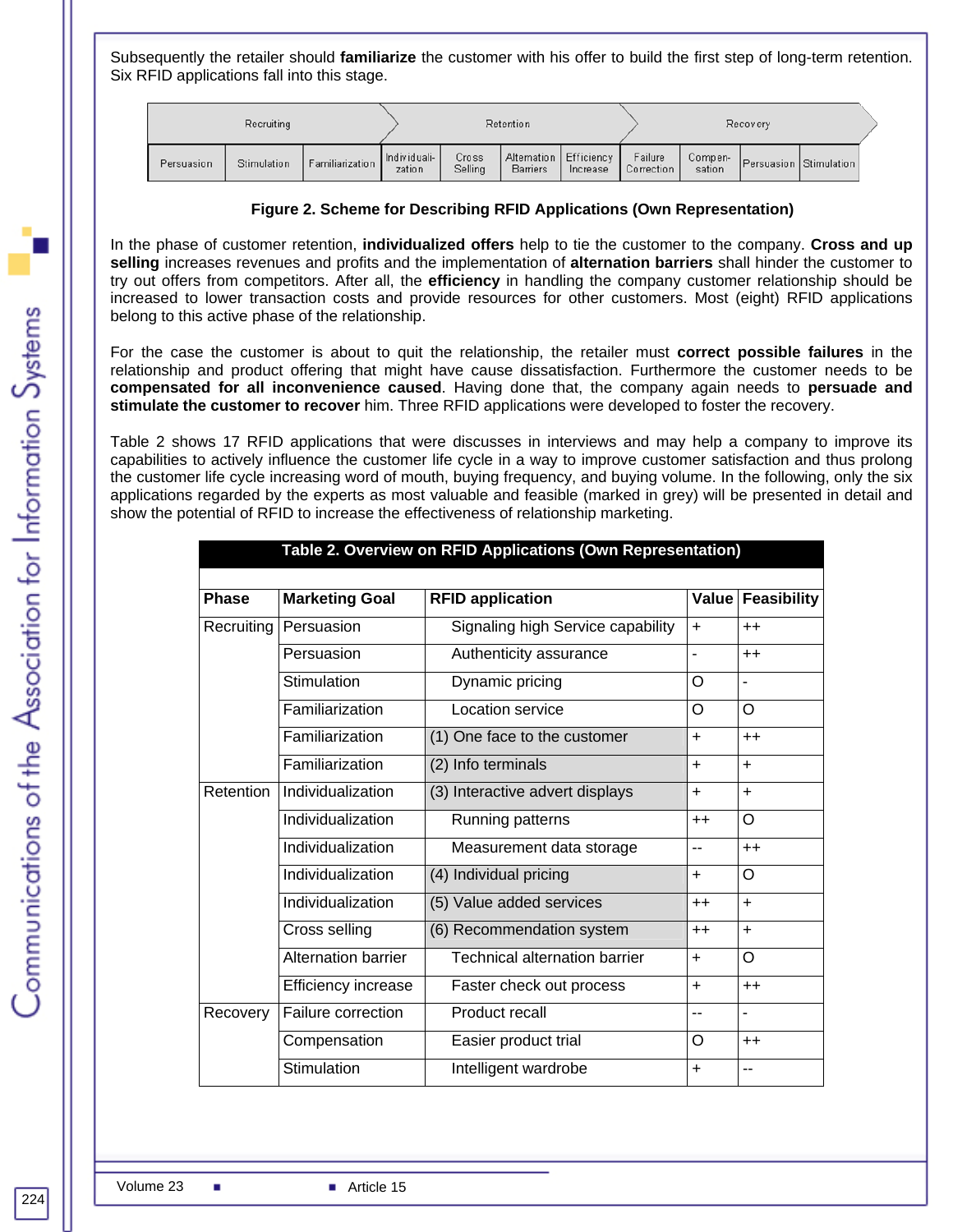Subsequently the retailer should **familiarize** the customer with his offer to build the first step of long-term retention. Six RFID applications fall into this stage.

| Recruiting | | | Retention | | | | Recovery | | | |
|---|---|---|---|---|---|---|---|---|---|---|
| Persuasion | Stimulation | Familiarization | Individuali-zation | Cross Selling | Alternation Barriers | Efficiency Increase | Failure Correction | Compen-sation | Persuasion | Stimulation |

**Figure 2. Scheme for Describing RFID Applications (Own Representation)**

In the phase of customer retention, **individualized offers** help to tie the customer to the company. **Cross and up selling** increases revenues and profits and the implementation of **alternation barriers** shall hinder the customer to try out offers from competitors. After all, the **efficiency** in handling the company customer relationship should be increased to lower transaction costs and provide resources for other customers. Most (eight) RFID applications belong to this active phase of the relationship.

For the case the customer is about to quit the relationship, the retailer must **correct possible failures** in the relationship and product offering that might have cause dissatisfaction. Furthermore the customer needs to be **compensated for all inconvenience caused**. Having done that, the company again needs to **persuade and stimulate the customer to recover** him. Three RFID applications were developed to foster the recovery.

Table 2 shows 17 RFID applications that were discusses in interviews and may help a company to improve its capabilities to actively influence the customer life cycle in a way to improve customer satisfaction and thus prolong the customer life cycle increasing word of mouth, buying frequency, and buying volume. In the following, only the six applications regarded by the experts as most valuable and feasible (marked in grey) will be presented in detail and show the potential of RFID to increase the effectiveness of relationship marketing.

**Table 2. Overview on RFID Applications (Own Representation)**

| Phase | Marketing Goal | RFID application | Value | Feasibility |
|---|---|---|---|---|
| Recruiting | Persuasion | Signaling high Service capability | + | ++ |
| | Persuasion | Authenticity assurance | - | ++ |
| | Stimulation | Dynamic pricing | O | - |
| | Familiarization | Location service | O | O |
| | Familiarization | (1) One face to the customer | + | ++ |
| | Familiarization | (2) Info terminals | + | + |
| Retention | Individualization | (3) Interactive advert displays | + | + |
| | Individualization | Running patterns | ++ | O |
| | Individualization | Measurement data storage | -- | ++ |
| | Individualization | (4) Individual pricing | + | O |
| | Individualization | (5) Value added services | ++ | + |
| | Cross selling | (6) Recommendation system | ++ | + |
| | Alternation barrier | Technical alternation barrier | + | O |
| | Efficiency increase | Faster check out process | + | ++ |
| Recovery | Failure correction | Product recall | -- | - |
| | Compensation | Easier product trial | O | ++ |
| | Stimulation | Intelligent wardrobe | + | -- |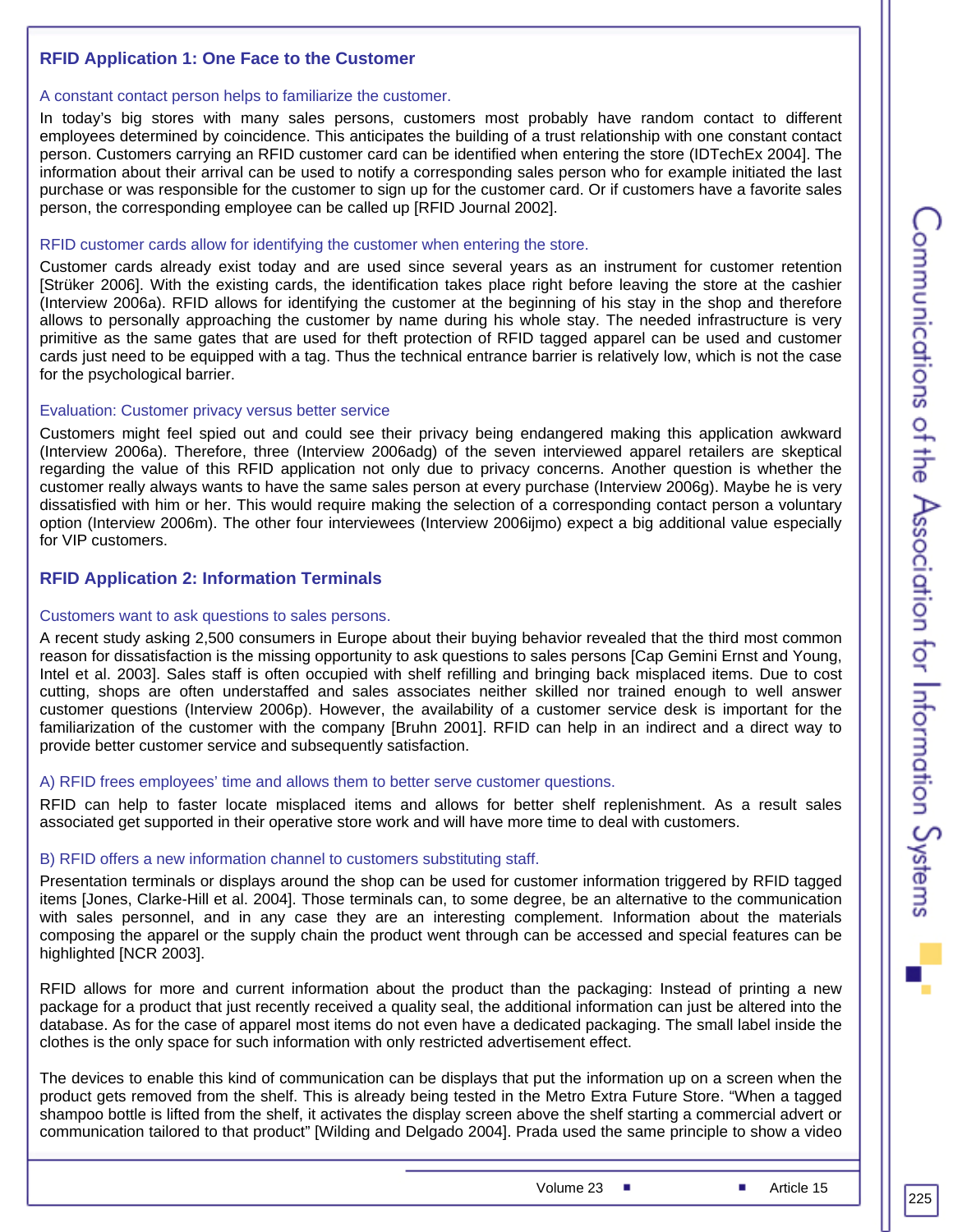## RFID Application 1: One Face to the Customer

### A constant contact person helps to familiarize the customer.

In today's big stores with many sales persons, customers most probably have random contact to different employees determined by coincidence. This anticipates the building of a trust relationship with one constant contact person. Customers carrying an RFID customer card can be identified when entering the store (IDTechEx 2004). The information about their arrival can be used to notify a corresponding sales person who for example initiated the last purchase or was responsible for the customer to sign up for the customer card. Or if customers have a favorite sales person, the corresponding employee can be called up [RFID Journal 2002].

### RFID customer cards allow for identifying the customer when entering the store.

Customer cards already exist today and are used since several years as an instrument for customer retention [Strüker 2006]. With the existing cards, the identification takes place right before leaving the store at the cashier (Interview 2006a). RFID allows for identifying the customer at the beginning of his stay in the shop and therefore allows to personally approaching the customer by name during his whole stay. The needed infrastructure is very primitive as the same gates that are used for theft protection of RFID tagged apparel can be used and customer cards just need to be equipped with a tag. Thus the technical entrance barrier is relatively low, which is not the case for the psychological barrier.

### Evaluation: Customer privacy versus better service

Customers might feel spied out and could see their privacy being endangered making this application awkward (Interview 2006a). Therefore, three (Interview 2006adg) of the seven interviewed apparel retailers are skeptical regarding the value of this RFID application not only due to privacy concerns. Another question is whether the customer really always wants to have the same sales person at every purchase (Interview 2006g). Maybe he is very dissatisfied with him or her. This would require making the selection of a corresponding contact person a voluntary option (Interview 2006m). The other four interviewees (Interview 2006ijmo) expect a big additional value especially for VIP customers.

## RFID Application 2: Information Terminals

### Customers want to ask questions to sales persons.

A recent study asking 2,500 consumers in Europe about their buying behavior revealed that the third most common reason for dissatisfaction is the missing opportunity to ask questions to sales persons [Cap Gemini Ernst and Young, Intel et al. 2003]. Sales staff is often occupied with shelf refilling and bringing back misplaced items. Due to cost cutting, shops are often understaffed and sales associates neither skilled nor trained enough to well answer customer questions (Interview 2006p). However, the availability of a customer service desk is important for the familiarization of the customer with the company [Bruhn 2001]. RFID can help in an indirect and a direct way to provide better customer service and subsequently satisfaction.

### A) RFID frees employees' time and allows them to better serve customer questions.

RFID can help to faster locate misplaced items and allows for better shelf replenishment. As a result sales associated get supported in their operative store work and will have more time to deal with customers.

### B) RFID offers a new information channel to customers substituting staff.

Presentation terminals or displays around the shop can be used for customer information triggered by RFID tagged items [Jones, Clarke-Hill et al. 2004]. Those terminals can, to some degree, be an alternative to the communication with sales personnel, and in any case they are an interesting complement. Information about the materials composing the apparel or the supply chain the product went through can be accessed and special features can be highlighted [NCR 2003].

RFID allows for more and current information about the product than the packaging: Instead of printing a new package for a product that just recently received a quality seal, the additional information can just be altered into the database. As for the case of apparel most items do not even have a dedicated packaging. The small label inside the clothes is the only space for such information with only restricted advertisement effect.

The devices to enable this kind of communication can be displays that put the information up on a screen when the product gets removed from the shelf. This is already being tested in the Metro Extra Future Store. "When a tagged shampoo bottle is lifted from the shelf, it activates the display screen above the shelf starting a commercial advert or communication tailored to that product" [Wilding and Delgado 2004]. Prada used the same principle to show a video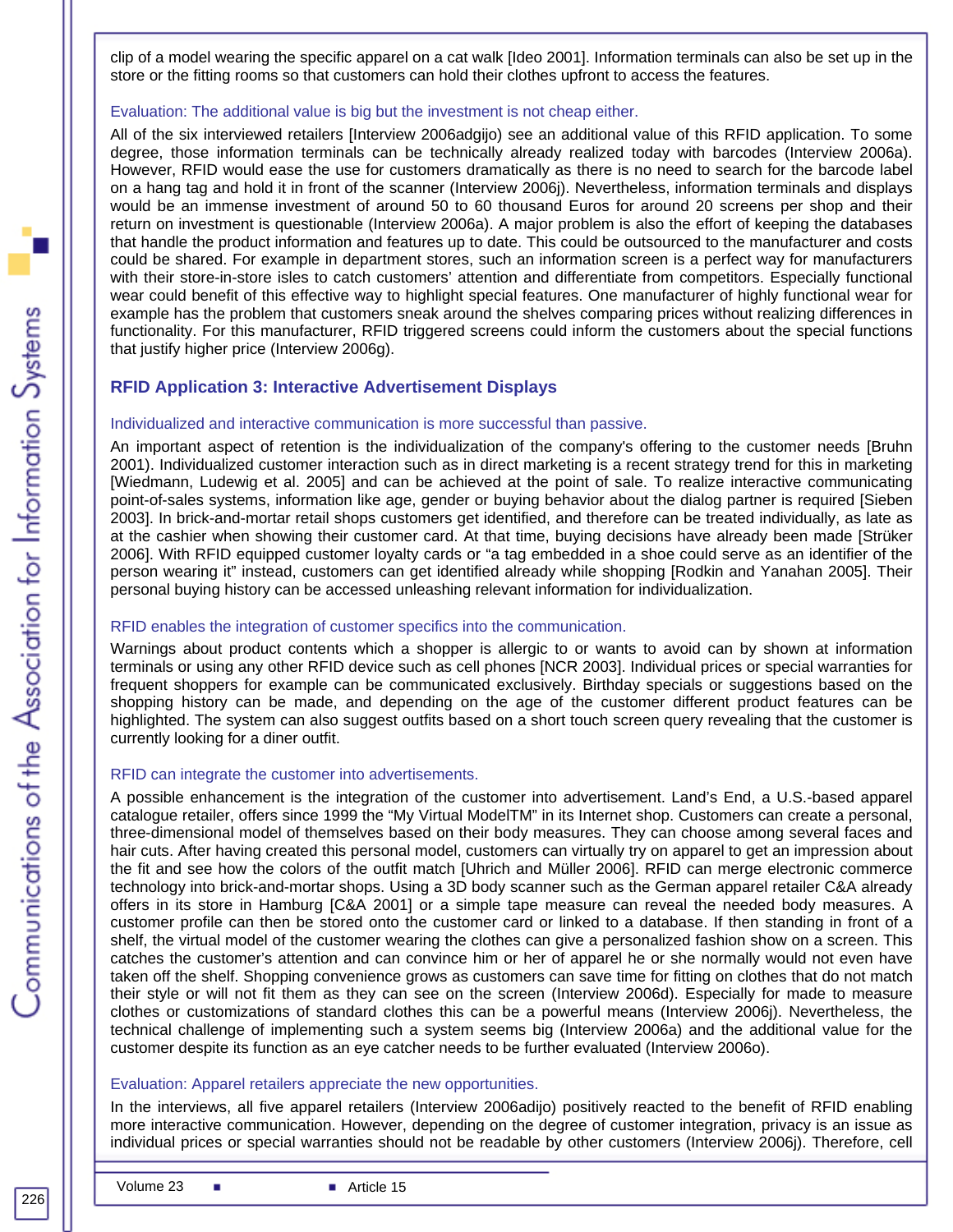clip of a model wearing the specific apparel on a cat walk [Ideo 2001]. Information terminals can also be set up in the store or the fitting rooms so that customers can hold their clothes upfront to access the features.

### Evaluation: The additional value is big but the investment is not cheap either.

All of the six interviewed retailers [Interview 2006adgijo) see an additional value of this RFID application. To some degree, those information terminals can be technically already realized today with barcodes (Interview 2006a). However, RFID would ease the use for customers dramatically as there is no need to search for the barcode label on a hang tag and hold it in front of the scanner (Interview 2006j). Nevertheless, information terminals and displays would be an immense investment of around 50 to 60 thousand Euros for around 20 screens per shop and their return on investment is questionable (Interview 2006a). A major problem is also the effort of keeping the databases that handle the product information and features up to date. This could be outsourced to the manufacturer and costs could be shared. For example in department stores, such an information screen is a perfect way for manufacturers with their store-in-store isles to catch customers' attention and differentiate from competitors. Especially functional wear could benefit of this effective way to highlight special features. One manufacturer of highly functional wear for example has the problem that customers sneak around the shelves comparing prices without realizing differences in functionality. For this manufacturer, RFID triggered screens could inform the customers about the special functions that justify higher price (Interview 2006g).

## RFID Application 3: Interactive Advertisement Displays

### Individualized and interactive communication is more successful than passive.

An important aspect of retention is the individualization of the company's offering to the customer needs [Bruhn 2001). Individualized customer interaction such as in direct marketing is a recent strategy trend for this in marketing [Wiedmann, Ludewig et al. 2005] and can be achieved at the point of sale. To realize interactive communicating point-of-sales systems, information like age, gender or buying behavior about the dialog partner is required [Sieben 2003]. In brick-and-mortar retail shops customers get identified, and therefore can be treated individually, as late as at the cashier when showing their customer card. At that time, buying decisions have already been made [Strüker 2006]. With RFID equipped customer loyalty cards or "a tag embedded in a shoe could serve as an identifier of the person wearing it" instead, customers can get identified already while shopping [Rodkin and Yanahan 2005]. Their personal buying history can be accessed unleashing relevant information for individualization.

### RFID enables the integration of customer specifics into the communication.

Warnings about product contents which a shopper is allergic to or wants to avoid can by shown at information terminals or using any other RFID device such as cell phones [NCR 2003]. Individual prices or special warranties for frequent shoppers for example can be communicated exclusively. Birthday specials or suggestions based on the shopping history can be made, and depending on the age of the customer different product features can be highlighted. The system can also suggest outfits based on a short touch screen query revealing that the customer is currently looking for a diner outfit.

### RFID can integrate the customer into advertisements.

A possible enhancement is the integration of the customer into advertisement. Land's End, a U.S.-based apparel catalogue retailer, offers since 1999 the "My Virtual ModelTM" in its Internet shop. Customers can create a personal, three-dimensional model of themselves based on their body measures. They can choose among several faces and hair cuts. After having created this personal model, customers can virtually try on apparel to get an impression about the fit and see how the colors of the outfit match [Uhrich and Müller 2006]. RFID can merge electronic commerce technology into brick-and-mortar shops. Using a 3D body scanner such as the German apparel retailer C&A already offers in its store in Hamburg [C&A 2001] or a simple tape measure can reveal the needed body measures. A customer profile can then be stored onto the customer card or linked to a database. If then standing in front of a shelf, the virtual model of the customer wearing the clothes can give a personalized fashion show on a screen. This catches the customer's attention and can convince him or her of apparel he or she normally would not even have taken off the shelf. Shopping convenience grows as customers can save time for fitting on clothes that do not match their style or will not fit them as they can see on the screen (Interview 2006d). Especially for made to measure clothes or customizations of standard clothes this can be a powerful means (Interview 2006j). Nevertheless, the technical challenge of implementing such a system seems big (Interview 2006a) and the additional value for the customer despite its function as an eye catcher needs to be further evaluated (Interview 2006o).

### Evaluation: Apparel retailers appreciate the new opportunities.

In the interviews, all five apparel retailers (Interview 2006adijo) positively reacted to the benefit of RFID enabling more interactive communication. However, depending on the degree of customer integration, privacy is an issue as individual prices or special warranties should not be readable by other customers (Interview 2006j). Therefore, cell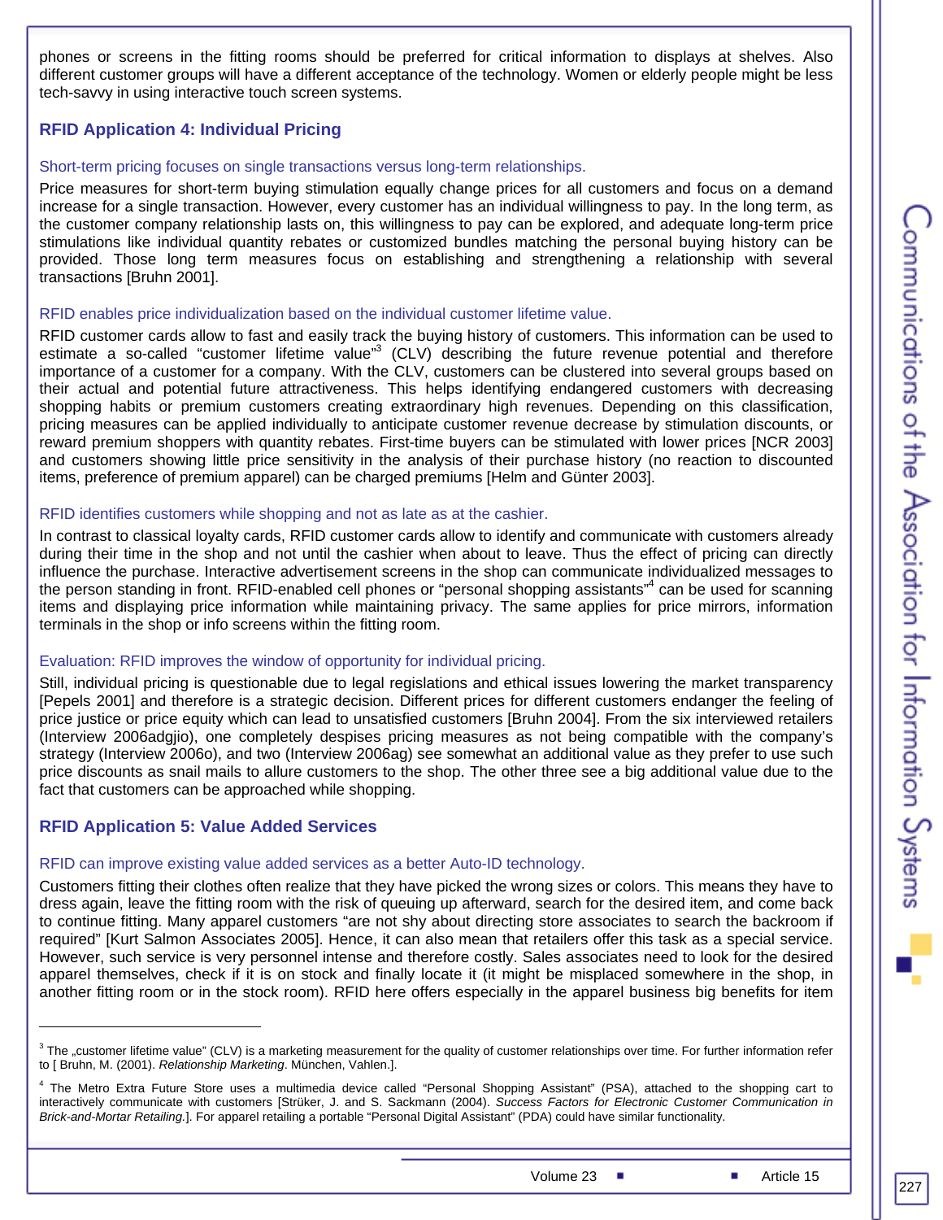phones or screens in the fitting rooms should be preferred for critical information to displays at shelves. Also different customer groups will have a different acceptance of the technology. Women or elderly people might be less tech-savvy in using interactive touch screen systems.

## RFID Application 4: Individual Pricing

### Short-term pricing focuses on single transactions versus long-term relationships.

Price measures for short-term buying stimulation equally change prices for all customers and focus on a demand increase for a single transaction. However, every customer has an individual willingness to pay. In the long term, as the customer company relationship lasts on, this willingness to pay can be explored, and adequate long-term price stimulations like individual quantity rebates or customized bundles matching the personal buying history can be provided. Those long term measures focus on establishing and strengthening a relationship with several transactions [Bruhn 2001].

### RFID enables price individualization based on the individual customer lifetime value.

RFID customer cards allow to fast and easily track the buying history of customers. This information can be used to estimate a so-called “customer lifetime value”[3] (CLV) describing the future revenue potential and therefore importance of a customer for a company. With the CLV, customers can be clustered into several groups based on their actual and potential future attractiveness. This helps identifying endangered customers with decreasing shopping habits or premium customers creating extraordinary high revenues. Depending on this classification, pricing measures can be applied individually to anticipate customer revenue decrease by stimulation discounts, or reward premium shoppers with quantity rebates. First-time buyers can be stimulated with lower prices [NCR 2003] and customers showing little price sensitivity in the analysis of their purchase history (no reaction to discounted items, preference of premium apparel) can be charged premiums [Helm and Günter 2003].

### RFID identifies customers while shopping and not as late as at the cashier.

In contrast to classical loyalty cards, RFID customer cards allow to identify and communicate with customers already during their time in the shop and not until the cashier when about to leave. Thus the effect of pricing can directly influence the purchase. Interactive advertisement screens in the shop can communicate individualized messages to the person standing in front. RFID-enabled cell phones or “personal shopping assistants”[4] can be used for scanning items and displaying price information while maintaining privacy. The same applies for price mirrors, information terminals in the shop or info screens within the fitting room.

### Evaluation: RFID improves the window of opportunity for individual pricing.

Still, individual pricing is questionable due to legal regislations and ethical issues lowering the market transparency [Pepels 2001] and therefore is a strategic decision. Different prices for different customers endanger the feeling of price justice or price equity which can lead to unsatisfied customers [Bruhn 2004]. From the six interviewed retailers (Interview 2006adgjio), one completely despises pricing measures as not being compatible with the company’s strategy (Interview 2006o), and two (Interview 2006ag) see somewhat an additional value as they prefer to use such price discounts as snail mails to allure customers to the shop. The other three see a big additional value due to the fact that customers can be approached while shopping.

## RFID Application 5: Value Added Services

### RFID can improve existing value added services as a better Auto-ID technology.

Customers fitting their clothes often realize that they have picked the wrong sizes or colors. This means they have to dress again, leave the fitting room with the risk of queuing up afterward, search for the desired item, and come back to continue fitting. Many apparel customers “are not shy about directing store associates to search the backroom if required” [Kurt Salmon Associates 2005]. Hence, it can also mean that retailers offer this task as a special service. However, such service is very personnel intense and therefore costly. Sales associates need to look for the desired apparel themselves, check if it is on stock and finally locate it (it might be misplaced somewhere in the shop, in another fitting room or in the stock room). RFID here offers especially in the apparel business big benefits for item

---

[3] The „customer lifetime value” (CLV) is a marketing measurement for the quality of customer relationships over time. For further information refer to [ Bruhn, M. (2001). *Relationship Marketing*. München, Vahlen.].

[4] The Metro Extra Future Store uses a multimedia device called “Personal Shopping Assistant” (PSA), attached to the shopping cart to interactively communicate with customers [Strüker, J. and S. Sackmann (2004). *Success Factors for Electronic Customer Communication in Brick-and-Mortar Retailing*.]. For apparel retailing a portable “Personal Digital Assistant” (PDA) could have similar functionality.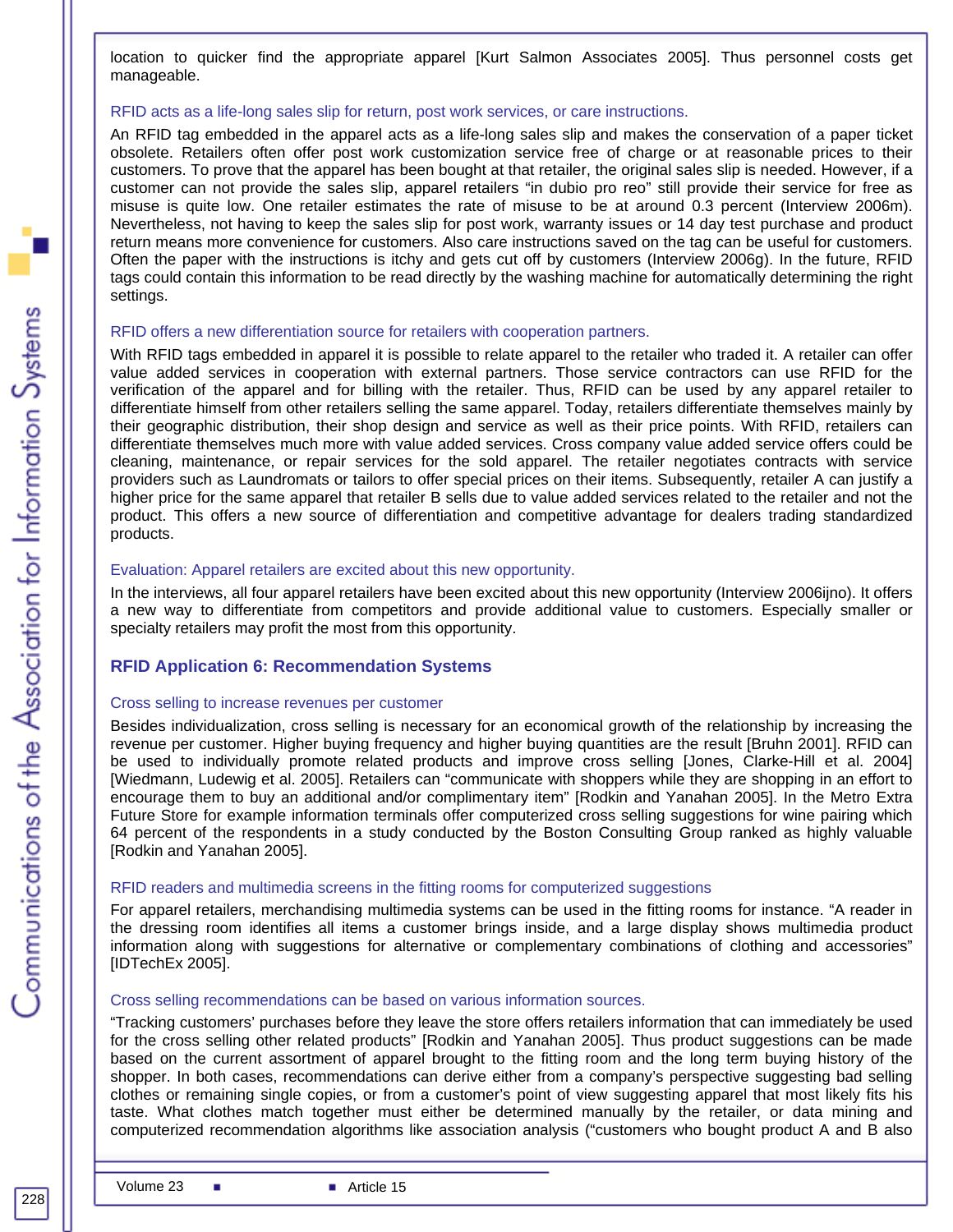location to quicker find the appropriate apparel [Kurt Salmon Associates 2005]. Thus personnel costs get manageable.

### RFID acts as a life-long sales slip for return, post work services, or care instructions.

An RFID tag embedded in the apparel acts as a life-long sales slip and makes the conservation of a paper ticket obsolete. Retailers often offer post work customization service free of charge or at reasonable prices to their customers. To prove that the apparel has been bought at that retailer, the original sales slip is needed. However, if a customer can not provide the sales slip, apparel retailers "in dubio pro reo" still provide their service for free as misuse is quite low. One retailer estimates the rate of misuse to be at around 0.3 percent (Interview 2006m). Nevertheless, not having to keep the sales slip for post work, warranty issues or 14 day test purchase and product return means more convenience for customers. Also care instructions saved on the tag can be useful for customers. Often the paper with the instructions is itchy and gets cut off by customers (Interview 2006g). In the future, RFID tags could contain this information to be read directly by the washing machine for automatically determining the right settings.

### RFID offers a new differentiation source for retailers with cooperation partners.

With RFID tags embedded in apparel it is possible to relate apparel to the retailer who traded it. A retailer can offer value added services in cooperation with external partners. Those service contractors can use RFID for the verification of the apparel and for billing with the retailer. Thus, RFID can be used by any apparel retailer to differentiate himself from other retailers selling the same apparel. Today, retailers differentiate themselves mainly by their geographic distribution, their shop design and service as well as their price points. With RFID, retailers can differentiate themselves much more with value added services. Cross company value added service offers could be cleaning, maintenance, or repair services for the sold apparel. The retailer negotiates contracts with service providers such as Laundromats or tailors to offer special prices on their items. Subsequently, retailer A can justify a higher price for the same apparel that retailer B sells due to value added services related to the retailer and not the product. This offers a new source of differentiation and competitive advantage for dealers trading standardized products.

### Evaluation: Apparel retailers are excited about this new opportunity.

In the interviews, all four apparel retailers have been excited about this new opportunity (Interview 2006ijno). It offers a new way to differentiate from competitors and provide additional value to customers. Especially smaller or specialty retailers may profit the most from this opportunity.

## RFID Application 6: Recommendation Systems

### Cross selling to increase revenues per customer

Besides individualization, cross selling is necessary for an economical growth of the relationship by increasing the revenue per customer. Higher buying frequency and higher buying quantities are the result [Bruhn 2001]. RFID can be used to individually promote related products and improve cross selling [Jones, Clarke-Hill et al. 2004] [Wiedmann, Ludewig et al. 2005]. Retailers can "communicate with shoppers while they are shopping in an effort to encourage them to buy an additional and/or complimentary item" [Rodkin and Yanahan 2005]. In the Metro Extra Future Store for example information terminals offer computerized cross selling suggestions for wine pairing which 64 percent of the respondents in a study conducted by the Boston Consulting Group ranked as highly valuable [Rodkin and Yanahan 2005].

### RFID readers and multimedia screens in the fitting rooms for computerized suggestions

For apparel retailers, merchandising multimedia systems can be used in the fitting rooms for instance. "A reader in the dressing room identifies all items a customer brings inside, and a large display shows multimedia product information along with suggestions for alternative or complementary combinations of clothing and accessories" [IDTechEx 2005].

### Cross selling recommendations can be based on various information sources.

"Tracking customers' purchases before they leave the store offers retailers information that can immediately be used for the cross selling other related products" [Rodkin and Yanahan 2005]. Thus product suggestions can be made based on the current assortment of apparel brought to the fitting room and the long term buying history of the shopper. In both cases, recommendations can derive either from a company's perspective suggesting bad selling clothes or remaining single copies, or from a customer's point of view suggesting apparel that most likely fits his taste. What clothes match together must either be determined manually by the retailer, or data mining and computerized recommendation algorithms like association analysis ("customers who bought product A and B also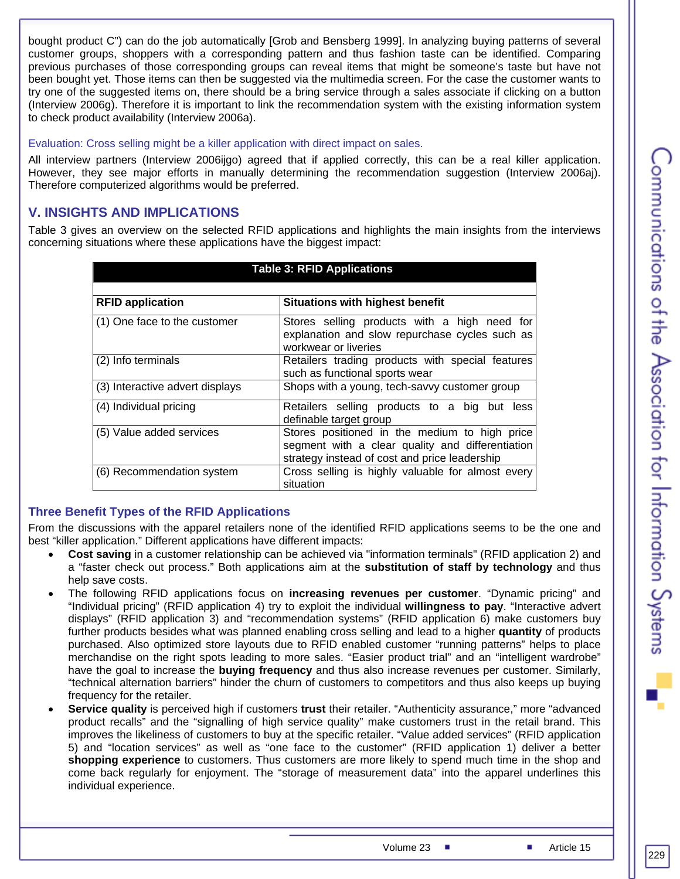bought product C") can do the job automatically [Grob and Bensberg 1999]. In analyzing buying patterns of several customer groups, shoppers with a corresponding pattern and thus fashion taste can be identified. Comparing previous purchases of those corresponding groups can reveal items that might be someone's taste but have not been bought yet. Those items can then be suggested via the multimedia screen. For the case the customer wants to try one of the suggested items on, there should be a bring service through a sales associate if clicking on a button (Interview 2006g). Therefore it is important to link the recommendation system with the existing information system to check product availability (Interview 2006a).

Evaluation: Cross selling might be a killer application with direct impact on sales.

All interview partners (Interview 2006ijgo) agreed that if applied correctly, this can be a real killer application. However, they see major efforts in manually determining the recommendation suggestion (Interview 2006aj). Therefore computerized algorithms would be preferred.

## V. INSIGHTS AND IMPLICATIONS

Table 3 gives an overview on the selected RFID applications and highlights the main insights from the interviews concerning situations where these applications have the biggest impact:

**Table 3: RFID Applications**

| RFID application | Situations with highest benefit |
|---|---|
| (1) One face to the customer | Stores selling products with a high need for explanation and slow repurchase cycles such as workwear or liveries |
| (2) Info terminals | Retailers trading products with special features such as functional sports wear |
| (3) Interactive advert displays | Shops with a young, tech-savvy customer group |
| (4) Individual pricing | Retailers selling products to a big but less definable target group |
| (5) Value added services | Stores positioned in the medium to high price segment with a clear quality and differentiation strategy instead of cost and price leadership |
| (6) Recommendation system | Cross selling is highly valuable for almost every situation |

### Three Benefit Types of the RFID Applications

From the discussions with the apparel retailers none of the identified RFID applications seems to be the one and best "killer application." Different applications have different impacts:

- **Cost saving** in a customer relationship can be achieved via "information terminals" (RFID application 2) and a "faster check out process." Both applications aim at the **substitution of staff by technology** and thus help save costs.
- The following RFID applications focus on **increasing revenues per customer**. "Dynamic pricing" and "Individual pricing" (RFID application 4) try to exploit the individual **willingness to pay**. "Interactive advert displays" (RFID application 3) and "recommendation systems" (RFID application 6) make customers buy further products besides what was planned enabling cross selling and lead to a higher **quantity** of products purchased. Also optimized store layouts due to RFID enabled customer "running patterns" helps to place merchandise on the right spots leading to more sales. "Easier product trial" and an "intelligent wardrobe" have the goal to increase the **buying frequency** and thus also increase revenues per customer. Similarly, "technical alternation barriers" hinder the churn of customers to competitors and thus also keeps up buying frequency for the retailer.
- **Service quality** is perceived high if customers **trust** their retailer. "Authenticity assurance," more "advanced product recalls" and the "signalling of high service quality" make customers trust in the retail brand. This improves the likeliness of customers to buy at the specific retailer. "Value added services" (RFID application 5) and "location services" as well as "one face to the customer" (RFID application 1) deliver a better **shopping experience** to customers. Thus customers are more likely to spend much time in the shop and come back regularly for enjoyment. The "storage of measurement data" into the apparel underlines this individual experience.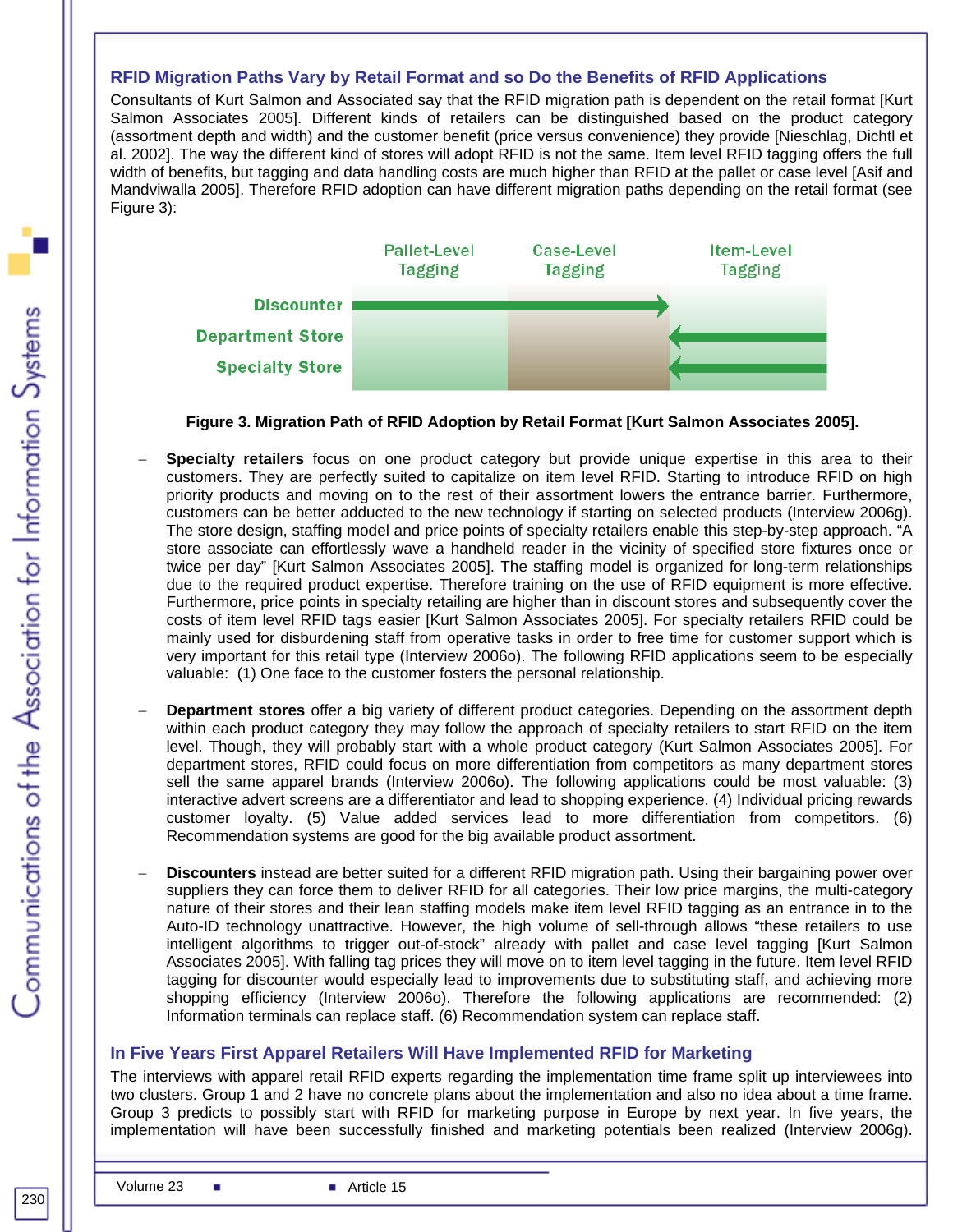## RFID Migration Paths Vary by Retail Format and so Do the Benefits of RFID Applications

Consultants of Kurt Salmon and Associated say that the RFID migration path is dependent on the retail format [Kurt Salmon Associates 2005]. Different kinds of retailers can be distinguished based on the product category (assortment depth and width) and the customer benefit (price versus convenience) they provide [Nieschlag, Dichtl et al. 2002]. The way the different kind of stores will adopt RFID is not the same. Item level RFID tagging offers the full width of benefits, but tagging and data handling costs are much higher than RFID at the pallet or case level [Asif and Mandviwalla 2005]. Therefore RFID adoption can have different migration paths depending on the retail format (see Figure 3):

| | Pallet-Level Tagging | Case-Level Tagging | Item-Level Tagging |
|---|---|---|---|
| Discounter | → | → | |
| Department Store | | ← | ← |
| Specialty Store | | ← | ← |

**Figure 3. Migration Path of RFID Adoption by Retail Format [Kurt Salmon Associates 2005].**

- **Specialty retailers** focus on one product category but provide unique expertise in this area to their customers. They are perfectly suited to capitalize on item level RFID. Starting to introduce RFID on high priority products and moving on to the rest of their assortment lowers the entrance barrier. Furthermore, customers can be better adducted to the new technology if starting on selected products (Interview 2006g). The store design, staffing model and price points of specialty retailers enable this step-by-step approach. "A store associate can effortlessly wave a handheld reader in the vicinity of specified store fixtures once or twice per day" [Kurt Salmon Associates 2005]. The staffing model is organized for long-term relationships due to the required product expertise. Therefore training on the use of RFID equipment is more effective. Furthermore, price points in specialty retailing are higher than in discount stores and subsequently cover the costs of item level RFID tags easier [Kurt Salmon Associates 2005]. For specialty retailers RFID could be mainly used for disburdening staff from operative tasks in order to free time for customer support which is very important for this retail type (Interview 2006o). The following RFID applications seem to be especially valuable: (1) One face to the customer fosters the personal relationship.

- **Department stores** offer a big variety of different product categories. Depending on the assortment depth within each product category they may follow the approach of specialty retailers to start RFID on the item level. Though, they will probably start with a whole product category (Kurt Salmon Associates 2005]. For department stores, RFID could focus on more differentiation from competitors as many department stores sell the same apparel brands (Interview 2006o). The following applications could be most valuable: (3) interactive advert screens are a differentiator and lead to shopping experience. (4) Individual pricing rewards customer loyalty. (5) Value added services lead to more differentiation from competitors. (6) Recommendation systems are good for the big available product assortment.

- **Discounters** instead are better suited for a different RFID migration path. Using their bargaining power over suppliers they can force them to deliver RFID for all categories. Their low price margins, the multi-category nature of their stores and their lean staffing models make item level RFID tagging as an entrance in to the Auto-ID technology unattractive. However, the high volume of sell-through allows "these retailers to use intelligent algorithms to trigger out-of-stock" already with pallet and case level tagging [Kurt Salmon Associates 2005]. With falling tag prices they will move on to item level tagging in the future. Item level RFID tagging for discounter would especially lead to improvements due to substituting staff, and achieving more shopping efficiency (Interview 2006o). Therefore the following applications are recommended: (2) Information terminals can replace staff. (6) Recommendation system can replace staff.

## In Five Years First Apparel Retailers Will Have Implemented RFID for Marketing

The interviews with apparel retail RFID experts regarding the implementation time frame split up interviewees into two clusters. Group 1 and 2 have no concrete plans about the implementation and also no idea about a time frame. Group 3 predicts to possibly start with RFID for marketing purpose in Europe by next year. In five years, the implementation will have been successfully finished and marketing potentials been realized (Interview 2006g).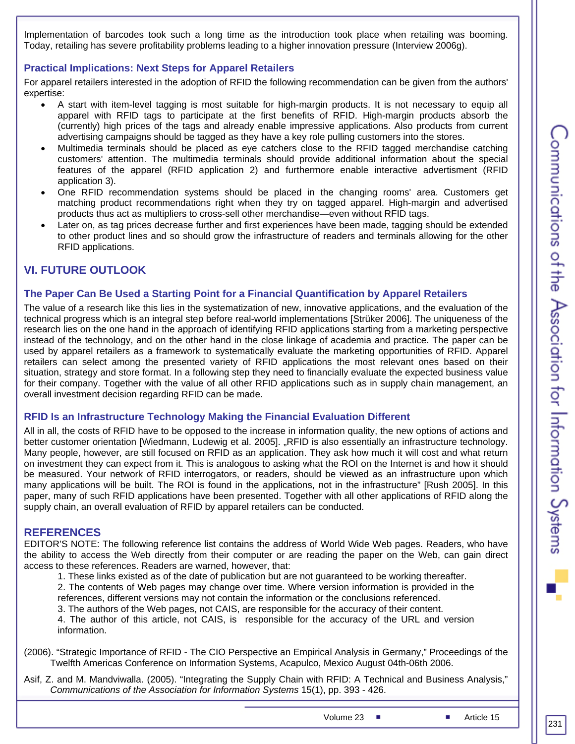Implementation of barcodes took such a long time as the introduction took place when retailing was booming. Today, retailing has severe profitability problems leading to a higher innovation pressure (Interview 2006g).

### Practical Implications: Next Steps for Apparel Retailers

For apparel retailers interested in the adoption of RFID the following recommendation can be given from the authors' expertise:

- A start with item-level tagging is most suitable for high-margin products. It is not necessary to equip all apparel with RFID tags to participate at the first benefits of RFID. High-margin products absorb the (currently) high prices of the tags and already enable impressive applications. Also products from current advertising campaigns should be tagged as they have a key role pulling customers into the stores.
- Multimedia terminals should be placed as eye catchers close to the RFID tagged merchandise catching customers' attention. The multimedia terminals should provide additional information about the special features of the apparel (RFID application 2) and furthermore enable interactive advertisment (RFID application 3).
- One RFID recommendation systems should be placed in the changing rooms' area. Customers get matching product recommendations right when they try on tagged apparel. High-margin and advertised products thus act as multipliers to cross-sell other merchandise—even without RFID tags.
- Later on, as tag prices decrease further and first experiences have been made, tagging should be extended to other product lines and so should grow the infrastructure of readers and terminals allowing for the other RFID applications.

## VI. FUTURE OUTLOOK

### The Paper Can Be Used a Starting Point for a Financial Quantification by Apparel Retailers

The value of a research like this lies in the systematization of new, innovative applications, and the evaluation of the technical progress which is an integral step before real-world implementations [Strüker 2006]. The uniqueness of the research lies on the one hand in the approach of identifying RFID applications starting from a marketing perspective instead of the technology, and on the other hand in the close linkage of academia and practice. The paper can be used by apparel retailers as a framework to systematically evaluate the marketing opportunities of RFID. Apparel retailers can select among the presented variety of RFID applications the most relevant ones based on their situation, strategy and store format. In a following step they need to financially evaluate the expected business value for their company. Together with the value of all other RFID applications such as in supply chain management, an overall investment decision regarding RFID can be made.

### RFID Is an Infrastructure Technology Making the Financial Evaluation Different

All in all, the costs of RFID have to be opposed to the increase in information quality, the new options of actions and better customer orientation [Wiedmann, Ludewig et al. 2005]. „RFID is also essentially an infrastructure technology. Many people, however, are still focused on RFID as an application. They ask how much it will cost and what return on investment they can expect from it. This is analogous to asking what the ROI on the Internet is and how it should be measured. Your network of RFID interrogators, or readers, should be viewed as an infrastructure upon which many applications will be built. The ROI is found in the applications, not in the infrastructure" [Rush 2005]. In this paper, many of such RFID applications have been presented. Together with all other applications of RFID along the supply chain, an overall evaluation of RFID by apparel retailers can be conducted.

## REFERENCES

EDITOR'S NOTE: The following reference list contains the address of World Wide Web pages. Readers, who have the ability to access the Web directly from their computer or are reading the paper on the Web, can gain direct access to these references. Readers are warned, however, that:

1. These links existed as of the date of publication but are not guaranteed to be working thereafter.
2. The contents of Web pages may change over time. Where version information is provided in the references, different versions may not contain the information or the conclusions referenced.
3. The authors of the Web pages, not CAIS, are responsible for the accuracy of their content.
4. The author of this article, not CAIS, is responsible for the accuracy of the URL and version information.

(2006). "Strategic Importance of RFID - The CIO Perspective an Empirical Analysis in Germany," Proceedings of the Twelfth Americas Conference on Information Systems, Acapulco, Mexico August 04th-06th 2006.

Asif, Z. and M. Mandviwalla. (2005). "Integrating the Supply Chain with RFID: A Technical and Business Analysis," *Communications of the Association for Information Systems* 15(1), pp. 393 - 426.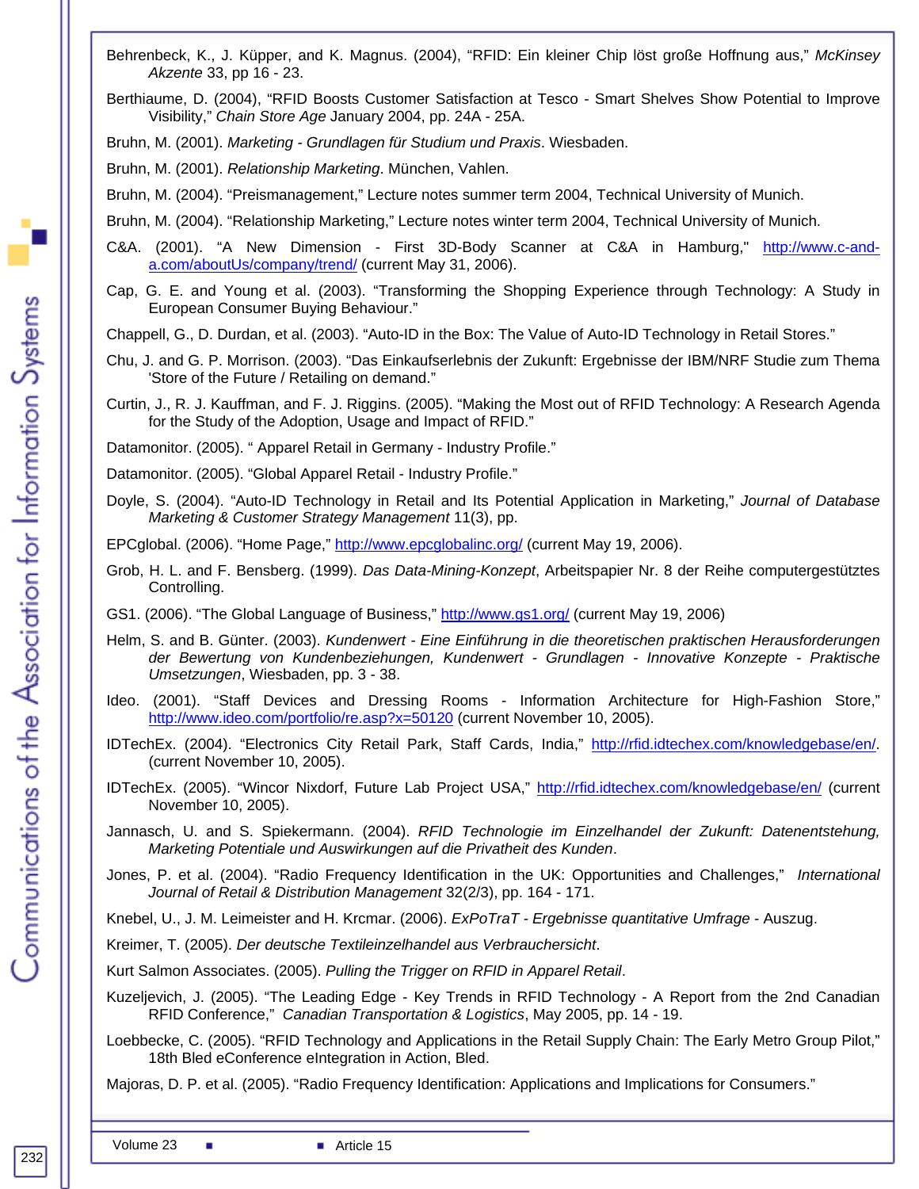Behrenbeck, K., J. Küpper, and K. Magnus. (2004). “RFID: Ein kleiner Chip löst große Hoffnung aus,” *McKinsey Akzente* 33, pp 16 - 23.

Berthiaume, D. (2004). “RFID Boosts Customer Satisfaction at Tesco - Smart Shelves Show Potential to Improve Visibility,” *Chain Store Age* January 2004, pp. 24A - 25A.

Bruhn, M. (2001). *Marketing - Grundlagen für Studium und Praxis*. Wiesbaden.

Bruhn, M. (2001). *Relationship Marketing*. München, Vahlen.

Bruhn, M. (2004). “Preismanagement,” Lecture notes summer term 2004, Technical University of Munich.

Bruhn, M. (2004). “Relationship Marketing,” Lecture notes winter term 2004, Technical University of Munich.

C&A. (2001). “A New Dimension - First 3D-Body Scanner at C&A in Hamburg," http://www.c-and-a.com/aboutUs/company/trend/ (current May 31, 2006).

Cap, G. E. and Young et al. (2003). “Transforming the Shopping Experience through Technology: A Study in European Consumer Buying Behaviour.”

Chappell, G., D. Durdan, et al. (2003). “Auto-ID in the Box: The Value of Auto-ID Technology in Retail Stores.”

Chu, J. and G. P. Morrison. (2003). “Das Einkaufserlebnis der Zukunft: Ergebnisse der IBM/NRF Studie zum Thema 'Store of the Future / Retailing on demand.”

Curtin, J., R. J. Kauffman, and F. J. Riggins. (2005). “Making the Most out of RFID Technology: A Research Agenda for the Study of the Adoption, Usage and Impact of RFID.”

Datamonitor. (2005). “ Apparel Retail in Germany - Industry Profile.”

Datamonitor. (2005). “Global Apparel Retail - Industry Profile.”

Doyle, S. (2004). “Auto-ID Technology in Retail and Its Potential Application in Marketing,” *Journal of Database Marketing & Customer Strategy Management* 11(3), pp.

EPCglobal. (2006). “Home Page,” http://www.epcglobalinc.org/ (current May 19, 2006).

Grob, H. L. and F. Bensberg. (1999). *Das Data-Mining-Konzept*, Arbeitspapier Nr. 8 der Reihe computergestütztes Controlling.

GS1. (2006). “The Global Language of Business,” http://www.gs1.org/ (current May 19, 2006)

Helm, S. and B. Günter. (2003). *Kundenwert - Eine Einführung in die theoretischen praktischen Herausforderungen der Bewertung von Kundenbeziehungen, Kundenwert - Grundlagen - Innovative Konzepte - Praktische Umsetzungen*, Wiesbaden, pp. 3 - 38.

Ideo. (2001). “Staff Devices and Dressing Rooms - Information Architecture for High-Fashion Store,” http://www.ideo.com/portfolio/re.asp?x=50120 (current November 10, 2005).

IDTechEx. (2004). “Electronics City Retail Park, Staff Cards, India,” http://rfid.idtechex.com/knowledgebase/en/. (current November 10, 2005).

IDTechEx. (2005). “Wincor Nixdorf, Future Lab Project USA,” http://rfid.idtechex.com/knowledgebase/en/ (current November 10, 2005).

Jannasch, U. and S. Spiekermann. (2004). *RFID Technologie im Einzelhandel der Zukunft: Datenentstehung, Marketing Potentiale und Auswirkungen auf die Privatheit des Kunden*.

Jones, P. et al. (2004). “Radio Frequency Identification in the UK: Opportunities and Challenges,” *International Journal of Retail & Distribution Management* 32(2/3), pp. 164 - 171.

Knebel, U., J. M. Leimeister and H. Krcmar. (2006). *ExPoTraT - Ergebnisse quantitative Umfrage* - Auszug.

Kreimer, T. (2005). *Der deutsche Textileinzelhandel aus Verbrauchersicht*.

Kurt Salmon Associates. (2005). *Pulling the Trigger on RFID in Apparel Retail*.

Kuzeljevich, J. (2005). “The Leading Edge - Key Trends in RFID Technology - A Report from the 2nd Canadian RFID Conference,” *Canadian Transportation & Logistics*, May 2005, pp. 14 - 19.

Loebbecke, C. (2005). “RFID Technology and Applications in the Retail Supply Chain: The Early Metro Group Pilot,” 18th Bled eConference eIntegration in Action, Bled.

Majoras, D. P. et al. (2005). “Radio Frequency Identification: Applications and Implications for Consumers.”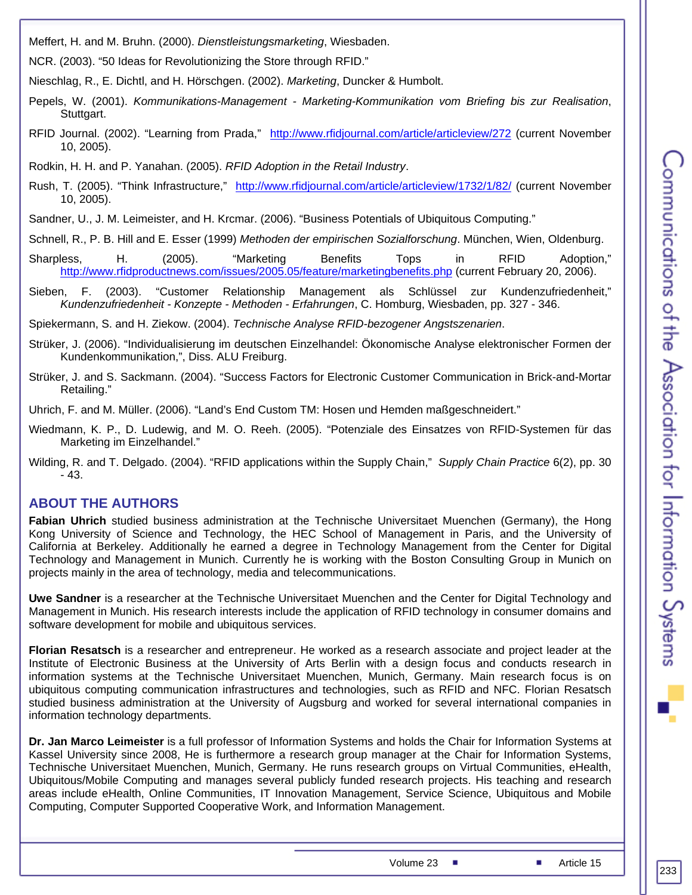Meffert, H. and M. Bruhn. (2000). *Dienstleistungsmarketing*, Wiesbaden.

NCR. (2003). “50 Ideas for Revolutionizing the Store through RFID.”

Nieschlag, R., E. Dichtl, and H. Hörschgen. (2002). *Marketing*, Duncker & Humbolt.

Pepels, W. (2001). *Kommunikations-Management - Marketing-Kommunikation vom Briefing bis zur Realisation*, Stuttgart.

RFID Journal. (2002). “Learning from Prada,” http://www.rfidjournal.com/article/articleview/272 (current November 10, 2005).

Rodkin, H. H. and P. Yanahan. (2005). *RFID Adoption in the Retail Industry*.

Rush, T. (2005). “Think Infrastructure,” http://www.rfidjournal.com/article/articleview/1732/1/82/ (current November 10, 2005).

Sandner, U., J. M. Leimeister, and H. Krcmar. (2006). “Business Potentials of Ubiquitous Computing.”

Schnell, R., P. B. Hill and E. Esser (1999) *Methoden der empirischen Sozialforschung*. München, Wien, Oldenburg.

Sharpless, H. (2005). “Marketing Benefits Tops in RFID Adoption,” http://www.rfidproductnews.com/issues/2005.05/feature/marketingbenefits.php (current February 20, 2006).

Sieben, F. (2003). “Customer Relationship Management als Schlüssel zur Kundenzufriedenheit,” *Kundenzufriedenheit - Konzepte - Methoden - Erfahrungen*, C. Homburg, Wiesbaden, pp. 327 - 346.

Spiekermann, S. and H. Ziekow. (2004). *Technische Analyse RFID-bezogener Angstszenarien*.

Strüker, J. (2006). “Individualisierung im deutschen Einzelhandel: Ökonomische Analyse elektronischer Formen der Kundenkommunikation,”, Diss. ALU Freiburg.

Strüker, J. and S. Sackmann. (2004). “Success Factors for Electronic Customer Communication in Brick-and-Mortar Retailing.”

Uhrich, F. and M. Müller. (2006). “Land’s End Custom TM: Hosen und Hemden maßgeschneidert.”

Wiedmann, K. P., D. Ludewig, and M. O. Reeh. (2005). “Potenziale des Einsatzes von RFID-Systemen für das Marketing im Einzelhandel.”

Wilding, R. and T. Delgado. (2004). “RFID applications within the Supply Chain,” *Supply Chain Practice* 6(2), pp. 30 - 43.

## ABOUT THE AUTHORS

**Fabian Uhrich** studied business administration at the Technische Universitaet Muenchen (Germany), the Hong Kong University of Science and Technology, the HEC School of Management in Paris, and the University of California at Berkeley. Additionally he earned a degree in Technology Management from the Center for Digital Technology and Management in Munich. Currently he is working with the Boston Consulting Group in Munich on projects mainly in the area of technology, media and telecommunications.

**Uwe Sandner** is a researcher at the Technische Universitaet Muenchen and the Center for Digital Technology and Management in Munich. His research interests include the application of RFID technology in consumer domains and software development for mobile and ubiquitous services.

**Florian Resatsch** is a researcher and entrepreneur. He worked as a research associate and project leader at the Institute of Electronic Business at the University of Arts Berlin with a design focus and conducts research in information systems at the Technische Universitaet Muenchen, Munich, Germany. Main research focus is on ubiquitous computing communication infrastructures and technologies, such as RFID and NFC. Florian Resatsch studied business administration at the University of Augsburg and worked for several international companies in information technology departments.

**Dr. Jan Marco Leimeister** is a full professor of Information Systems and holds the Chair for Information Systems at Kassel University since 2008, He is furthermore a research group manager at the Chair for Information Systems, Technische Universitaet Muenchen, Munich, Germany. He runs research groups on Virtual Communities, eHealth, Ubiquitous/Mobile Computing and manages several publicly funded research projects. His teaching and research areas include eHealth, Online Communities, IT Innovation Management, Service Science, Ubiquitous and Mobile Computing, Computer Supported Cooperative Work, and Information Management.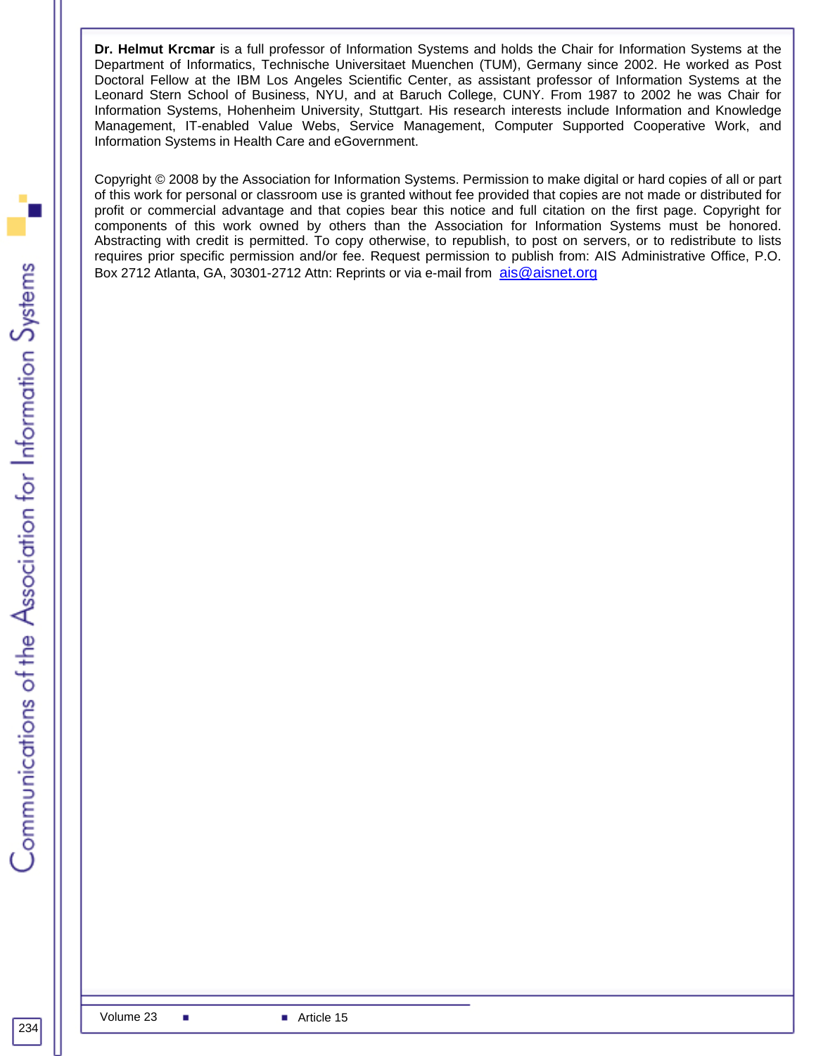**Dr. Helmut Krcmar** is a full professor of Information Systems and holds the Chair for Information Systems at the Department of Informatics, Technische Universitaet Muenchen (TUM), Germany since 2002. He worked as Post Doctoral Fellow at the IBM Los Angeles Scientific Center, as assistant professor of Information Systems at the Leonard Stern School of Business, NYU, and at Baruch College, CUNY. From 1987 to 2002 he was Chair for Information Systems, Hohenheim University, Stuttgart. His research interests include Information and Knowledge Management, IT-enabled Value Webs, Service Management, Computer Supported Cooperative Work, and Information Systems in Health Care and eGovernment.

Copyright © 2008 by the Association for Information Systems. Permission to make digital or hard copies of all or part of this work for personal or classroom use is granted without fee provided that copies are not made or distributed for profit or commercial advantage and that copies bear this notice and full citation on the first page. Copyright for components of this work owned by others than the Association for Information Systems must be honored. Abstracting with credit is permitted. To copy otherwise, to republish, to post on servers, or to redistribute to lists requires prior specific permission and/or fee. Request permission to publish from: AIS Administrative Office, P.O. Box 2712 Atlanta, GA, 30301-2712 Attn: Reprints or via e-mail from ais@aisnet.org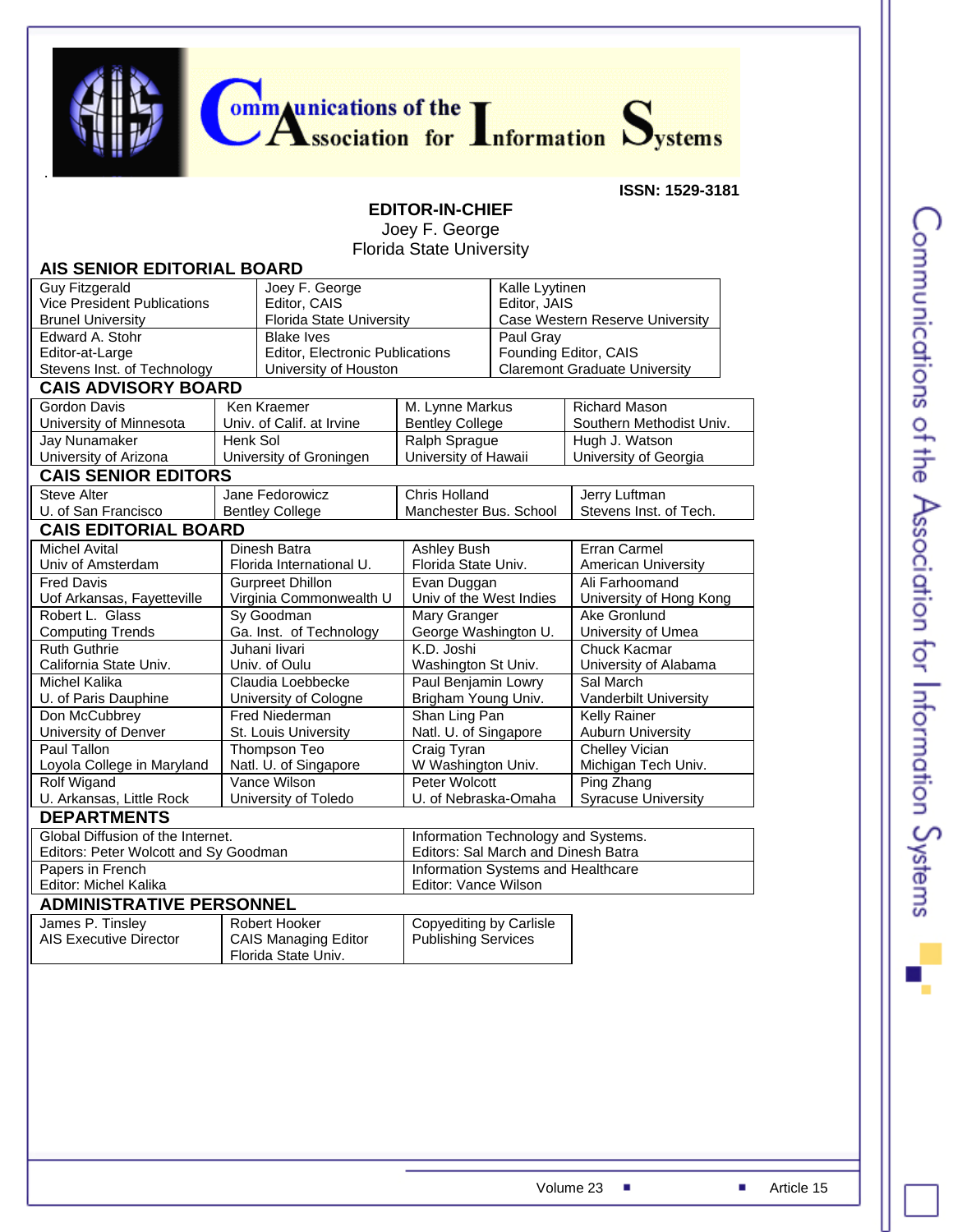# Communications of the Association for Information Systems

**ISSN: 1529-3181**

**EDITOR-IN-CHIEF**
Joey F. George
Florida State University

## AIS SENIOR EDITORIAL BOARD

| | | |
|---|---|---|
| Guy Fitzgerald<br>Vice President Publications<br>Brunel University | Joey F. George<br>Editor, CAIS<br>Florida State University | Kalle Lyytinen<br>Editor, JAIS<br>Case Western Reserve University |
| Edward A. Stohr<br>Editor-at-Large<br>Stevens Inst. of Technology | Blake Ives<br>Editor, Electronic Publications<br>University of Houston | Paul Gray<br>Founding Editor, CAIS<br>Claremont Graduate University |

## CAIS ADVISORY BOARD

| | | | |
|---|---|---|---|
| Gordon Davis<br>University of Minnesota | Ken Kraemer<br>Univ. of Calif. at Irvine | M. Lynne Markus<br>Bentley College | Richard Mason<br>Southern Methodist Univ. |
| Jay Nunamaker<br>University of Arizona | Henk Sol<br>University of Groningen | Ralph Sprague<br>University of Hawaii | Hugh J. Watson<br>University of Georgia |

## CAIS SENIOR EDITORS

| | | | |
|---|---|---|---|
| Steve Alter<br>U. of San Francisco | Jane Fedorowicz<br>Bentley College | Chris Holland<br>Manchester Bus. School | Jerry Luftman<br>Stevens Inst. of Tech. |

## CAIS EDITORIAL BOARD

| | | | |
|---|---|---|---|
| Michel Avital<br>Univ of Amsterdam | Dinesh Batra<br>Florida International U. | Ashley Bush<br>Florida State Univ. | Erran Carmel<br>American University |
| Fred Davis<br>Uof Arkansas, Fayetteville | Gurpreet Dhillon<br>Virginia Commonwealth U | Evan Duggan<br>Univ of the West Indies | Ali Farhoomand<br>University of Hong Kong |
| Robert L. Glass<br>Computing Trends | Sy Goodman<br>Ga. Inst. of Technology | Mary Granger<br>George Washington U. | Ake Gronlund<br>University of Umea |
| Ruth Guthrie<br>California State Univ. | Juhani Iivari<br>Univ. of Oulu | K.D. Joshi<br>Washington St Univ. | Chuck Kacmar<br>University of Alabama |
| Michel Kalika<br>U. of Paris Dauphine | Claudia Loebbecke<br>University of Cologne | Paul Benjamin Lowry<br>Brigham Young Univ. | Sal March<br>Vanderbilt University |
| Don McCubbrey<br>University of Denver | Fred Niederman<br>St. Louis University | Shan Ling Pan<br>Natl. U. of Singapore | Kelly Rainer<br>Auburn University |
| Paul Tallon<br>Loyola College in Maryland | Thompson Teo<br>Natl. U. of Singapore | Craig Tyran<br>W Washington Univ. | Chelley Vician<br>Michigan Tech Univ. |
| Rolf Wigand<br>U. Arkansas, Little Rock | Vance Wilson<br>University of Toledo | Peter Wolcott<br>U. of Nebraska-Omaha | Ping Zhang<br>Syracuse University |

## DEPARTMENTS

| | |
|---|---|
| Global Diffusion of the Internet.<br>Editors: Peter Wolcott and Sy Goodman | Information Technology and Systems.<br>Editors: Sal March and Dinesh Batra |
| Papers in French<br>Editor: Michel Kalika | Information Systems and Healthcare<br>Editor: Vance Wilson |

## ADMINISTRATIVE PERSONNEL

| | | |
|---|---|---|
| James P. Tinsley<br>AIS Executive Director | Robert Hooker<br>CAIS Managing Editor<br>Florida State Univ. | Copyediting by Carlisle<br>Publishing Services |